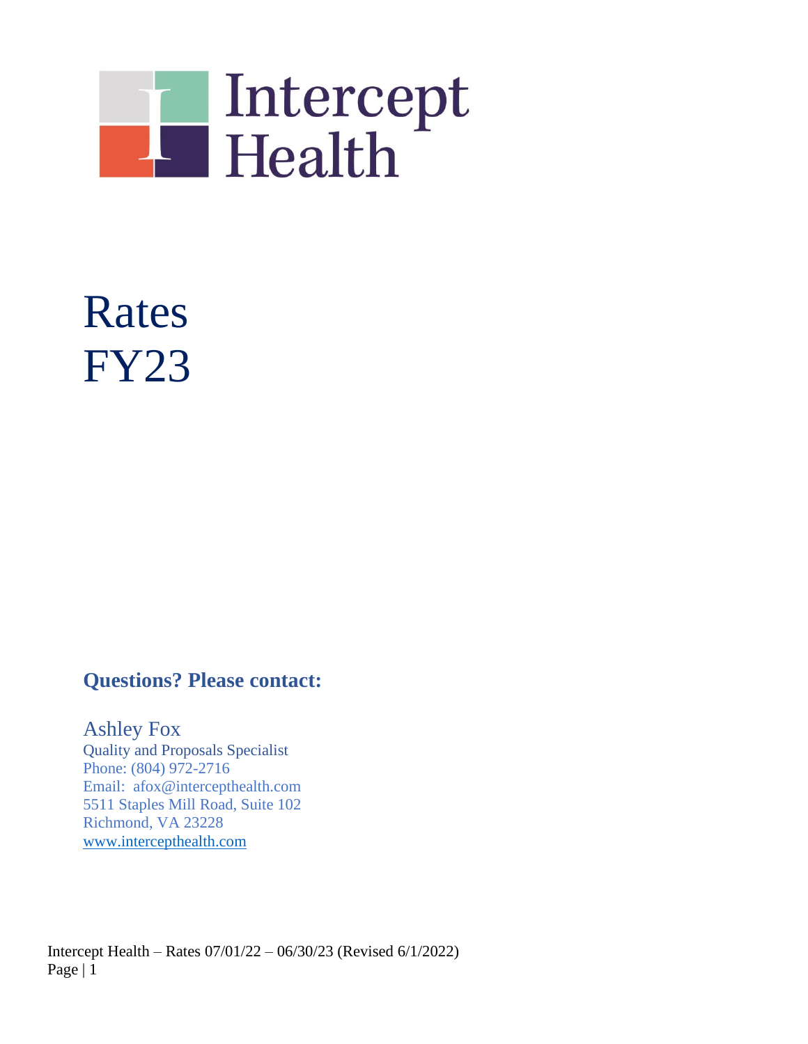Intercept Health

# Rates FY23

## Questions? Please contact:

Ashley Fox
Quality and Proposals Specialist
Phone: (804) 972-2716
Email: afox@intercepthealth.com
5511 Staples Mill Road, Suite 102
Richmond, VA 23228
www.intercepthealth.com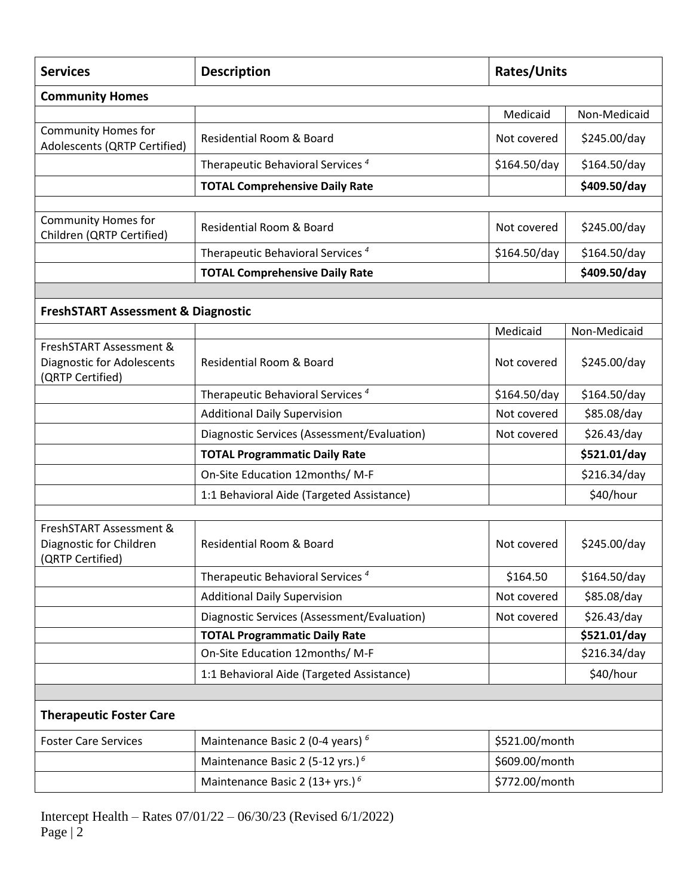| Services | Description | Rates/Units | |
|---|---|---|---|
| **Community Homes** | | | |
| | | Medicaid | Non-Medicaid |
| Community Homes for Adolescents (QRTP Certified) | Residential Room & Board | Not covered | $245.00/day |
| | Therapeutic Behavioral Services [4] | $164.50/day | $164.50/day |
| | **TOTAL Comprehensive Daily Rate** | | **$409.50/day** |
| | | | |
| Community Homes for Children (QRTP Certified) | Residential Room & Board | Not covered | $245.00/day |
| | Therapeutic Behavioral Services [4] | $164.50/day | $164.50/day |
| | **TOTAL Comprehensive Daily Rate** | | **$409.50/day** |
| | | | |
| **FreshSTART Assessment & Diagnostic** | | | |
| | | Medicaid | Non-Medicaid |
| FreshSTART Assessment & Diagnostic for Adolescents (QRTP Certified) | Residential Room & Board | Not covered | $245.00/day |
| | Therapeutic Behavioral Services [4] | $164.50/day | $164.50/day |
| | Additional Daily Supervision | Not covered | $85.08/day |
| | Diagnostic Services (Assessment/Evaluation) | Not covered | $26.43/day |
| | **TOTAL Programmatic Daily Rate** | | **$521.01/day** |
| | On-Site Education 12months/ M-F | | $216.34/day |
| | 1:1 Behavioral Aide (Targeted Assistance) | | $40/hour |
| | | | |
| FreshSTART Assessment & Diagnostic for Children (QRTP Certified) | Residential Room & Board | Not covered | $245.00/day |
| | Therapeutic Behavioral Services [4] | $164.50 | $164.50/day |
| | Additional Daily Supervision | Not covered | $85.08/day |
| | Diagnostic Services (Assessment/Evaluation) | Not covered | $26.43/day |
| | **TOTAL Programmatic Daily Rate** | | **$521.01/day** |
| | On-Site Education 12months/ M-F | | $216.34/day |
| | 1:1 Behavioral Aide (Targeted Assistance) | | $40/hour |
| | | | |
| **Therapeutic Foster Care** | | | |
| Foster Care Services | Maintenance Basic 2 (0-4 years) [6] | $521.00/month | |
| | Maintenance Basic 2 (5-12 yrs.) [6] | $609.00/month | |
| | Maintenance Basic 2 (13+ yrs.) [6] | $772.00/month | |

Intercept Health – Rates 07/01/22 – 06/30/23 (Revised 6/1/2022)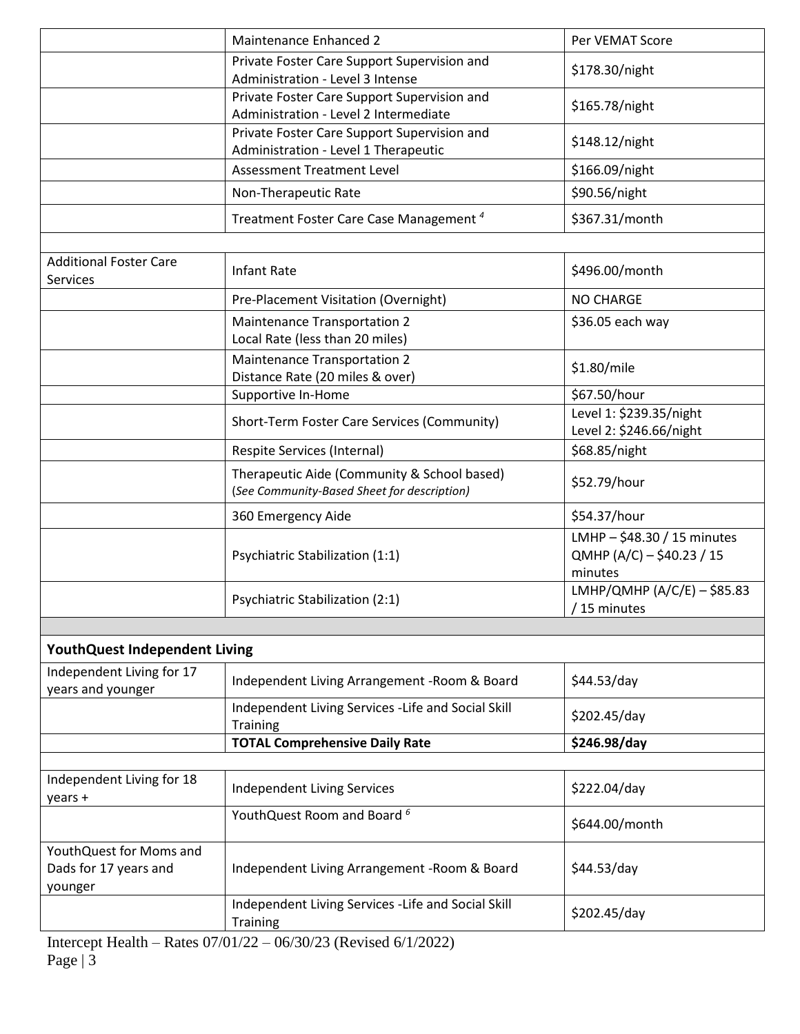| | | |
|---|---|---|
| | Maintenance Enhanced 2 | Per VEMAT Score |
| | Private Foster Care Support Supervision and Administration - Level 3 Intense | $178.30/night |
| | Private Foster Care Support Supervision and Administration - Level 2 Intermediate | $165.78/night |
| | Private Foster Care Support Supervision and Administration - Level 1 Therapeutic | $148.12/night |
| | Assessment Treatment Level | $166.09/night |
| | Non-Therapeutic Rate | $90.56/night |
| | Treatment Foster Care Case Management [4] | $367.31/month |
| | | |
| Additional Foster Care Services | Infant Rate | $496.00/month |
| | Pre-Placement Visitation (Overnight) | NO CHARGE |
| | Maintenance Transportation 2 Local Rate (less than 20 miles) | $36.05 each way |
| | Maintenance Transportation 2 Distance Rate (20 miles & over) | $1.80/mile |
| | Supportive In-Home | $67.50/hour |
| | Short-Term Foster Care Services (Community) | Level 1: $239.35/night<br>Level 2: $246.66/night |
| | Respite Services (Internal) | $68.85/night |
| | Therapeutic Aide (Community & School based) (*See Community-Based Sheet for description)* | $52.79/hour |
| | 360 Emergency Aide | $54.37/hour |
| | Psychiatric Stabilization (1:1) | LMHP – $48.30 / 15 minutes<br>QMHP (A/C) – $40.23 / 15 minutes |
| | Psychiatric Stabilization (2:1) | LMHP/QMHP (A/C/E) – $85.83 / 15 minutes |
| | | |
| **YouthQuest Independent Living** | | |
| Independent Living for 17 years and younger | Independent Living Arrangement -Room & Board | $44.53/day |
| | Independent Living Services -Life and Social Skill Training | $202.45/day |
| | **TOTAL Comprehensive Daily Rate** | **$246.98/day** |
| | | |
| Independent Living for 18 years + | Independent Living Services | $222.04/day |
| | YouthQuest Room and Board [6] | $644.00/month |
| YouthQuest for Moms and Dads for 17 years and younger | Independent Living Arrangement -Room & Board | $44.53/day |
| | Independent Living Services -Life and Social Skill Training | $202.45/day |

Intercept Health – Rates 07/01/22 – 06/30/23 (Revised 6/1/2022)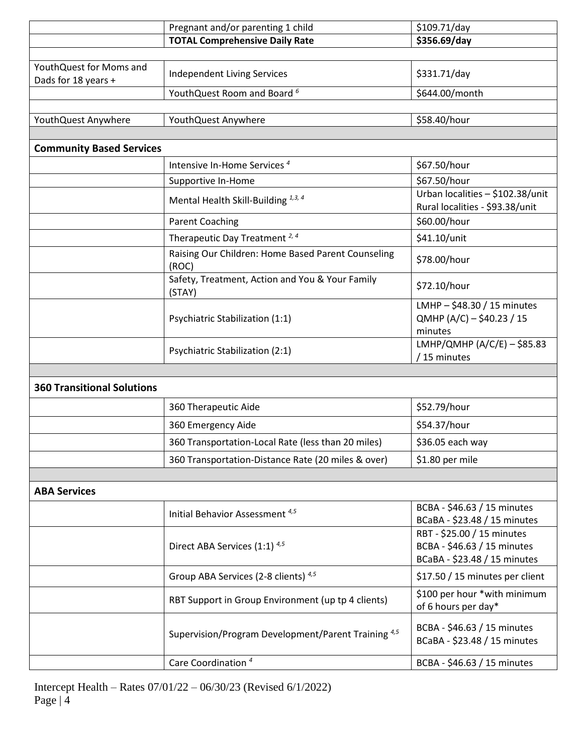| | | |
|---|---|---|
| | Pregnant and/or parenting 1 child | $109.71/day |
| | **TOTAL Comprehensive Daily Rate** | **$356.69/day** |
| | | |
| YouthQuest for Moms and Dads for 18 years + | Independent Living Services | $331.71/day |
| | YouthQuest Room and Board [6] | $644.00/month |
| | | |
| YouthQuest Anywhere | YouthQuest Anywhere | $58.40/hour |
| | | |
| **Community Based Services** | | |
| | Intensive In-Home Services [4] | $67.50/hour |
| | Supportive In-Home | $67.50/hour |
| | Mental Health Skill-Building [1,3,4] | Urban localities – $102.38/unit<br>Rural localities - $93.38/unit |
| | Parent Coaching | $60.00/hour |
| | Therapeutic Day Treatment [2,4] | $41.10/unit |
| | Raising Our Children: Home Based Parent Counseling (ROC) | $78.00/hour |
| | Safety, Treatment, Action and You & Your Family (STAY) | $72.10/hour |
| | Psychiatric Stabilization (1:1) | LMHP – $48.30 / 15 minutes<br>QMHP (A/C) – $40.23 / 15 minutes |
| | Psychiatric Stabilization (2:1) | LMHP/QMHP (A/C/E) – $85.83 / 15 minutes |
| | | |
| **360 Transitional Solutions** | | |
| | 360 Therapeutic Aide | $52.79/hour |
| | 360 Emergency Aide | $54.37/hour |
| | 360 Transportation-Local Rate (less than 20 miles) | $36.05 each way |
| | 360 Transportation-Distance Rate (20 miles & over) | $1.80 per mile |
| | | |
| **ABA Services** | | |
| | Initial Behavior Assessment [4,5] | BCBA - $46.63 / 15 minutes<br>BCaBA - $23.48 / 15 minutes |
| | Direct ABA Services (1:1) [4,5] | RBT - $25.00 / 15 minutes<br>BCBA - $46.63 / 15 minutes<br>BCaBA - $23.48 / 15 minutes |
| | Group ABA Services (2-8 clients) [4,5] | $17.50 / 15 minutes per client |
| | RBT Support in Group Environment (up tp 4 clients) | $100 per hour *with minimum of 6 hours per day* |
| | Supervision/Program Development/Parent Training [4,5] | BCBA - $46.63 / 15 minutes<br>BCaBA - $23.48 / 15 minutes |
| | Care Coordination [4] | BCBA - $46.63 / 15 minutes |

Intercept Health – Rates 07/01/22 – 06/30/23 (Revised 6/1/2022)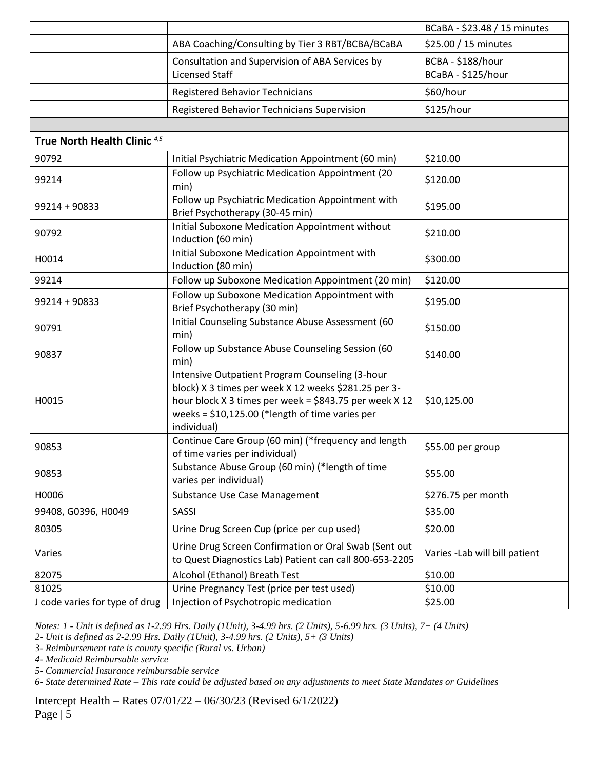| | | |
|---|---|---|
| | | BCaBA - $23.48 / 15 minutes |
| | ABA Coaching/Consulting by Tier 3 RBT/BCBA/BCaBA | $25.00 / 15 minutes |
| | Consultation and Supervision of ABA Services by Licensed Staff | BCBA - $188/hour<br>BCaBA - $125/hour |
| | Registered Behavior Technicians | $60/hour |
| | Registered Behavior Technicians Supervision | $125/hour |
| | | |
| **True North Health Clinic** [4,5] | | |
| 90792 | Initial Psychiatric Medication Appointment (60 min) | $210.00 |
| 99214 | Follow up Psychiatric Medication Appointment (20 min) | $120.00 |
| 99214 + 90833 | Follow up Psychiatric Medication Appointment with Brief Psychotherapy (30-45 min) | $195.00 |
| 90792 | Initial Suboxone Medication Appointment without Induction (60 min) | $210.00 |
| H0014 | Initial Suboxone Medication Appointment with Induction (80 min) | $300.00 |
| 99214 | Follow up Suboxone Medication Appointment (20 min) | $120.00 |
| 99214 + 90833 | Follow up Suboxone Medication Appointment with Brief Psychotherapy (30 min) | $195.00 |
| 90791 | Initial Counseling Substance Abuse Assessment (60 min) | $150.00 |
| 90837 | Follow up Substance Abuse Counseling Session (60 min) | $140.00 |
| H0015 | Intensive Outpatient Program Counseling (3-hour block) X 3 times per week X 12 weeks $281.25 per 3-hour block X 3 times per week = $843.75 per week X 12 weeks = $10,125.00 (*length of time varies per individual) | $10,125.00 |
| 90853 | Continue Care Group (60 min) (*frequency and length of time varies per individual) | $55.00 per group |
| 90853 | Substance Abuse Group (60 min) (*length of time varies per individual) | $55.00 |
| H0006 | Substance Use Case Management | $276.75 per month |
| 99408, G0396, H0049 | SASSI | $35.00 |
| 80305 | Urine Drug Screen Cup (price per cup used) | $20.00 |
| Varies | Urine Drug Screen Confirmation or Oral Swab (Sent out to Quest Diagnostics Lab) Patient can call 800-653-2205 | Varies -Lab will bill patient |
| 82075 | Alcohol (Ethanol) Breath Test | $10.00 |
| 81025 | Urine Pregnancy Test (price per test used) | $10.00 |
| J code varies for type of drug | Injection of Psychotropic medication | $25.00 |

*Notes: 1 - Unit is defined as 1-2.99 Hrs. Daily (1Unit), 3-4.99 hrs. (2 Units), 5-6.99 hrs. (3 Units), 7+ (4 Units)*

*2- Unit is defined as 2-2.99 Hrs. Daily (1Unit), 3-4.99 hrs. (2 Units), 5+ (3 Units)*

*3- Reimbursement rate is county specific (Rural vs. Urban)*

*4- Medicaid Reimbursable service*

*5- Commercial Insurance reimbursable service*

*6- State determined Rate – This rate could be adjusted based on any adjustments to meet State Mandates or Guidelines*

Intercept Health – Rates 07/01/22 – 06/30/23 (Revised 6/1/2022)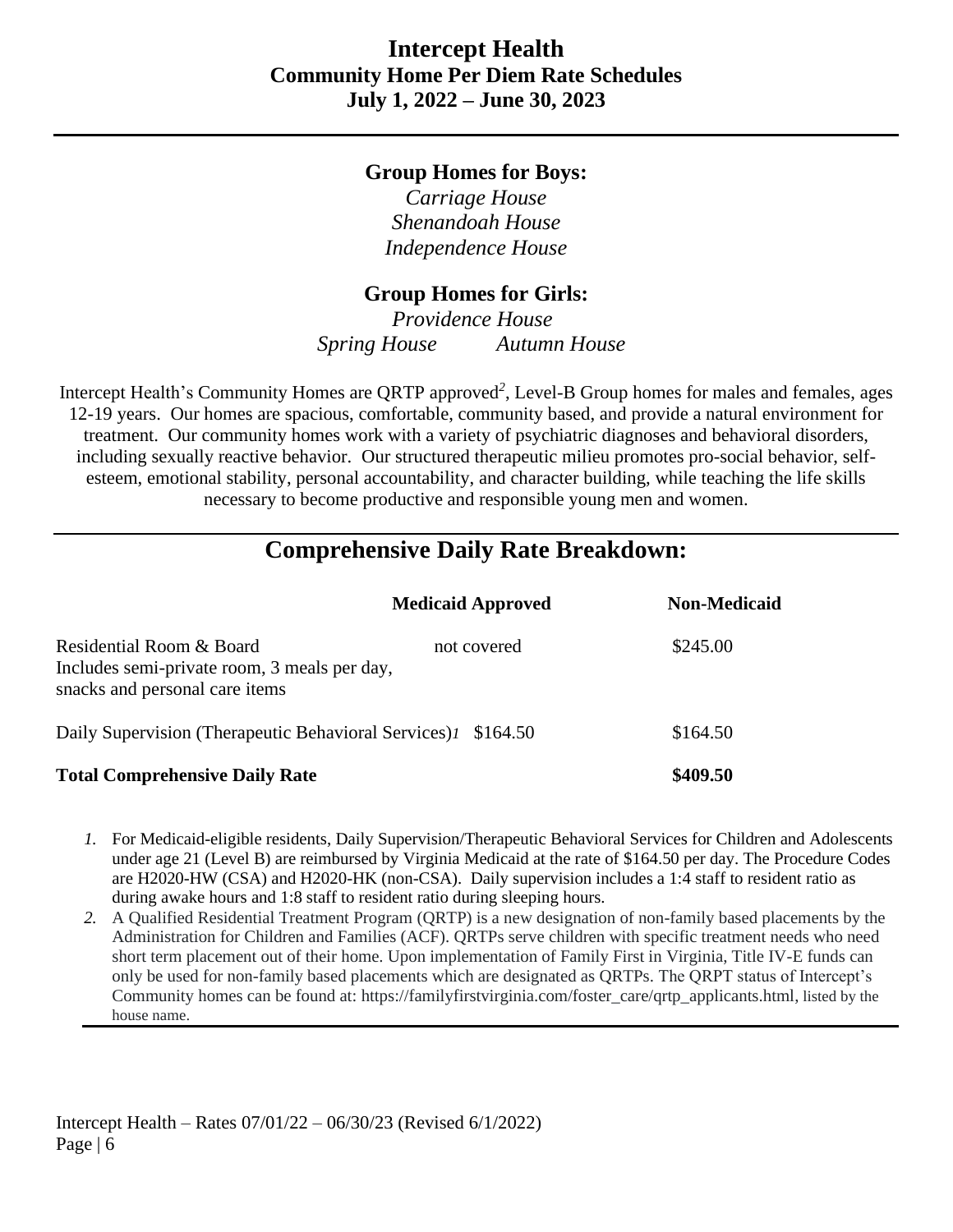# Intercept Health

## Community Home Per Diem Rate Schedules

## July 1, 2022 – June 30, 2023

**Group Homes for Boys:**

*Carriage House*
*Shenandoah House*
*Independence House*

**Group Homes for Girls:**

*Providence House*
*Spring House* *Autumn House*

Intercept Health's Community Homes are QRTP approved[2], Level-B Group homes for males and females, ages 12-19 years. Our homes are spacious, comfortable, community based, and provide a natural environment for treatment. Our community homes work with a variety of psychiatric diagnoses and behavioral disorders, including sexually reactive behavior. Our structured therapeutic milieu promotes pro-social behavior, self-esteem, emotional stability, personal accountability, and character building, while teaching the life skills necessary to become productive and responsible young men and women.

## Comprehensive Daily Rate Breakdown:

| | **Medicaid Approved** | **Non-Medicaid** |
|---|---|---|
| Residential Room & Board<br>Includes semi-private room, 3 meals per day, snacks and personal care items | not covered | \$245.00 |
| Daily Supervision (Therapeutic Behavioral Services)[1] | \$164.50 | \$164.50 |
| **Total Comprehensive Daily Rate** | | **\$409.50** |

1. For Medicaid-eligible residents, Daily Supervision/Therapeutic Behavioral Services for Children and Adolescents under age 21 (Level B) are reimbursed by Virginia Medicaid at the rate of \$164.50 per day. The Procedure Codes are H2020-HW (CSA) and H2020-HK (non-CSA). Daily supervision includes a 1:4 staff to resident ratio as during awake hours and 1:8 staff to resident ratio during sleeping hours.
2. A Qualified Residential Treatment Program (QRTP) is a new designation of non-family based placements by the Administration for Children and Families (ACF). QRTPs serve children with specific treatment needs who need short term placement out of their home. Upon implementation of Family First in Virginia, Title IV-E funds can only be used for non-family based placements which are designated as QRTPs. The QRPT status of Intercept's Community homes can be found at: https://familyfirstvirginia.com/foster_care/qrtp_applicants.html, listed by the house name.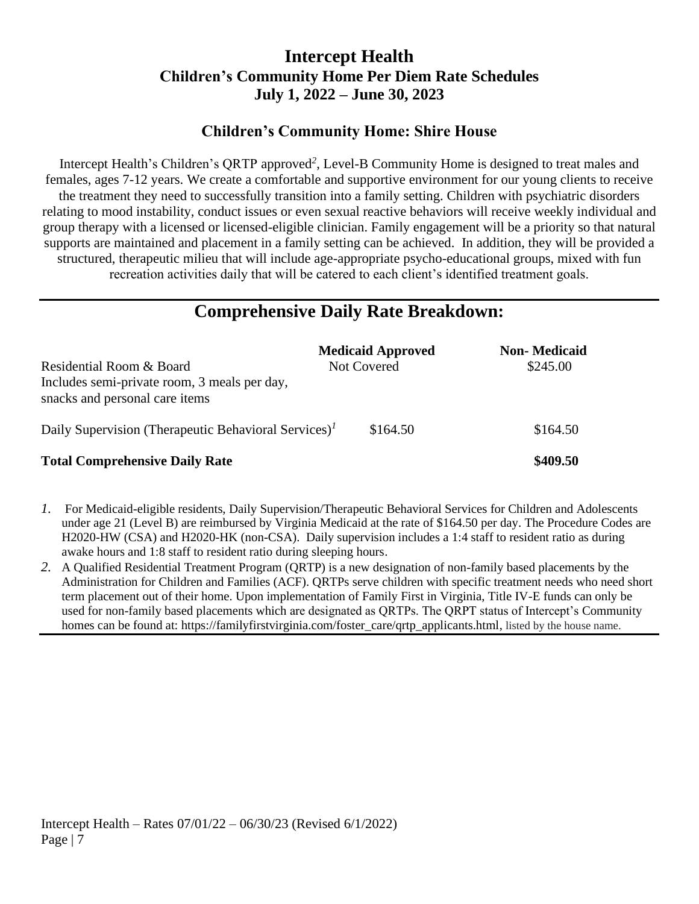# Intercept Health

## Children's Community Home Per Diem Rate Schedules

## July 1, 2022 – June 30, 2023

### Children's Community Home: Shire House

Intercept Health's Children's QRTP approved[2], Level-B Community Home is designed to treat males and females, ages 7-12 years. We create a comfortable and supportive environment for our young clients to receive the treatment they need to successfully transition into a family setting. Children with psychiatric disorders relating to mood instability, conduct issues or even sexual reactive behaviors will receive weekly individual and group therapy with a licensed or licensed-eligible clinician. Family engagement will be a priority so that natural supports are maintained and placement in a family setting can be achieved. In addition, they will be provided a structured, therapeutic milieu that will include age-appropriate psycho-educational groups, mixed with fun recreation activities daily that will be catered to each client's identified treatment goals.

## Comprehensive Daily Rate Breakdown:

| | Medicaid Approved | Non- Medicaid |
|---|---|---|
| Residential Room & Board<br>Includes semi-private room, 3 meals per day, snacks and personal care items | Not Covered | $245.00 |
| Daily Supervision (Therapeutic Behavioral Services)[1] | $164.50 | $164.50 |
| **Total Comprehensive Daily Rate** | | **$409.50** |

1. For Medicaid-eligible residents, Daily Supervision/Therapeutic Behavioral Services for Children and Adolescents under age 21 (Level B) are reimbursed by Virginia Medicaid at the rate of $164.50 per day. The Procedure Codes are H2020-HW (CSA) and H2020-HK (non-CSA). Daily supervision includes a 1:4 staff to resident ratio as during awake hours and 1:8 staff to resident ratio during sleeping hours.
2. A Qualified Residential Treatment Program (QRTP) is a new designation of non-family based placements by the Administration for Children and Families (ACF). QRTPs serve children with specific treatment needs who need short term placement out of their home. Upon implementation of Family First in Virginia, Title IV-E funds can only be used for non-family based placements which are designated as QRTPs. The QRPT status of Intercept's Community homes can be found at: https://familyfirstvirginia.com/foster_care/qrtp_applicants.html, listed by the house name.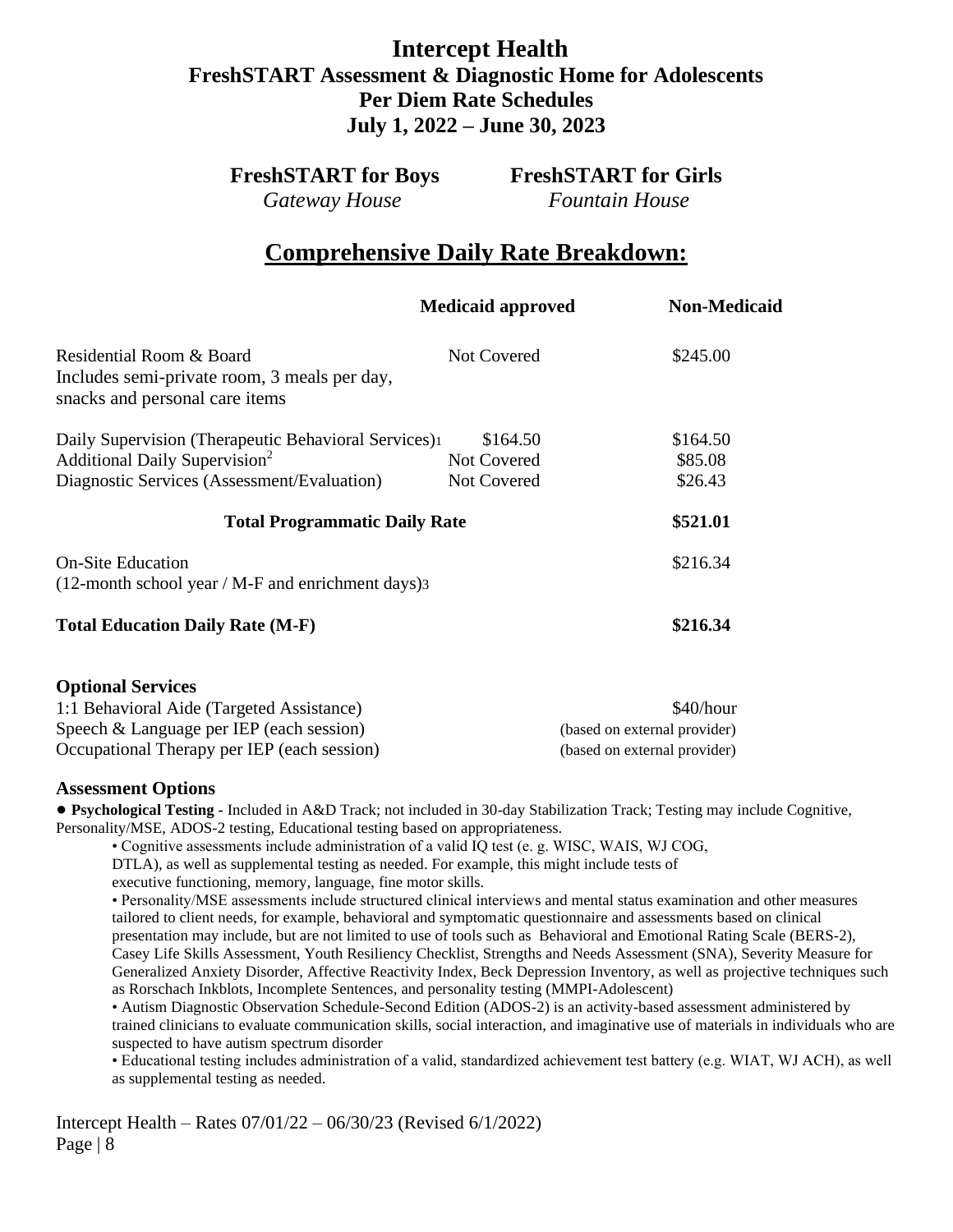# Intercept Health
## FreshSTART Assessment & Diagnostic Home for Adolescents
## Per Diem Rate Schedules
## July 1, 2022 – June 30, 2023

| **FreshSTART for Boys** | **FreshSTART for Girls** |
|---|---|
| *Gateway House* | *Fountain House* |

## Comprehensive Daily Rate Breakdown:

| | **Medicaid approved** | **Non-Medicaid** |
|---|---|---|
| Residential Room & Board<br>Includes semi-private room, 3 meals per day, snacks and personal care items | Not Covered | \$245.00 |
| Daily Supervision (Therapeutic Behavioral Services)[1] | \$164.50 | \$164.50 |
| Additional Daily Supervision[2] | Not Covered | \$85.08 |
| Diagnostic Services (Assessment/Evaluation) | Not Covered | \$26.43 |
| **Total Programmatic Daily Rate** | | **\$521.01** |
| On-Site Education<br>(12-month school year / M-F and enrichment days)[3] | | \$216.34 |
| **Total Education Daily Rate (M-F)** | | **\$216.34** |

### Optional Services

| | |
|---|---|
| 1:1 Behavioral Aide (Targeted Assistance) | \$40/hour |
| Speech & Language per IEP (each session) | (based on external provider) |
| Occupational Therapy per IEP (each session) | (based on external provider) |

### Assessment Options

- **Psychological Testing -** Included in A&D Track; not included in 30-day Stabilization Track; Testing may include Cognitive, Personality/MSE, ADOS-2 testing, Educational testing based on appropriateness.
  - Cognitive assessments include administration of a valid IQ test (e. g. WISC, WAIS, WJ COG, DTLA), as well as supplemental testing as needed. For example, this might include tests of executive functioning, memory, language, fine motor skills.
  - Personality/MSE assessments include structured clinical interviews and mental status examination and other measures tailored to client needs, for example, behavioral and symptomatic questionnaire and assessments based on clinical presentation may include, but are not limited to use of tools such as Behavioral and Emotional Rating Scale (BERS-2), Casey Life Skills Assessment, Youth Resiliency Checklist, Strengths and Needs Assessment (SNA), Severity Measure for Generalized Anxiety Disorder, Affective Reactivity Index, Beck Depression Inventory, as well as projective techniques such as Rorschach Inkblots, Incomplete Sentences, and personality testing (MMPI-Adolescent)
  - Autism Diagnostic Observation Schedule-Second Edition (ADOS-2) is an activity-based assessment administered by trained clinicians to evaluate communication skills, social interaction, and imaginative use of materials in individuals who are suspected to have autism spectrum disorder
  - Educational testing includes administration of a valid, standardized achievement test battery (e.g. WIAT, WJ ACH), as well as supplemental testing as needed.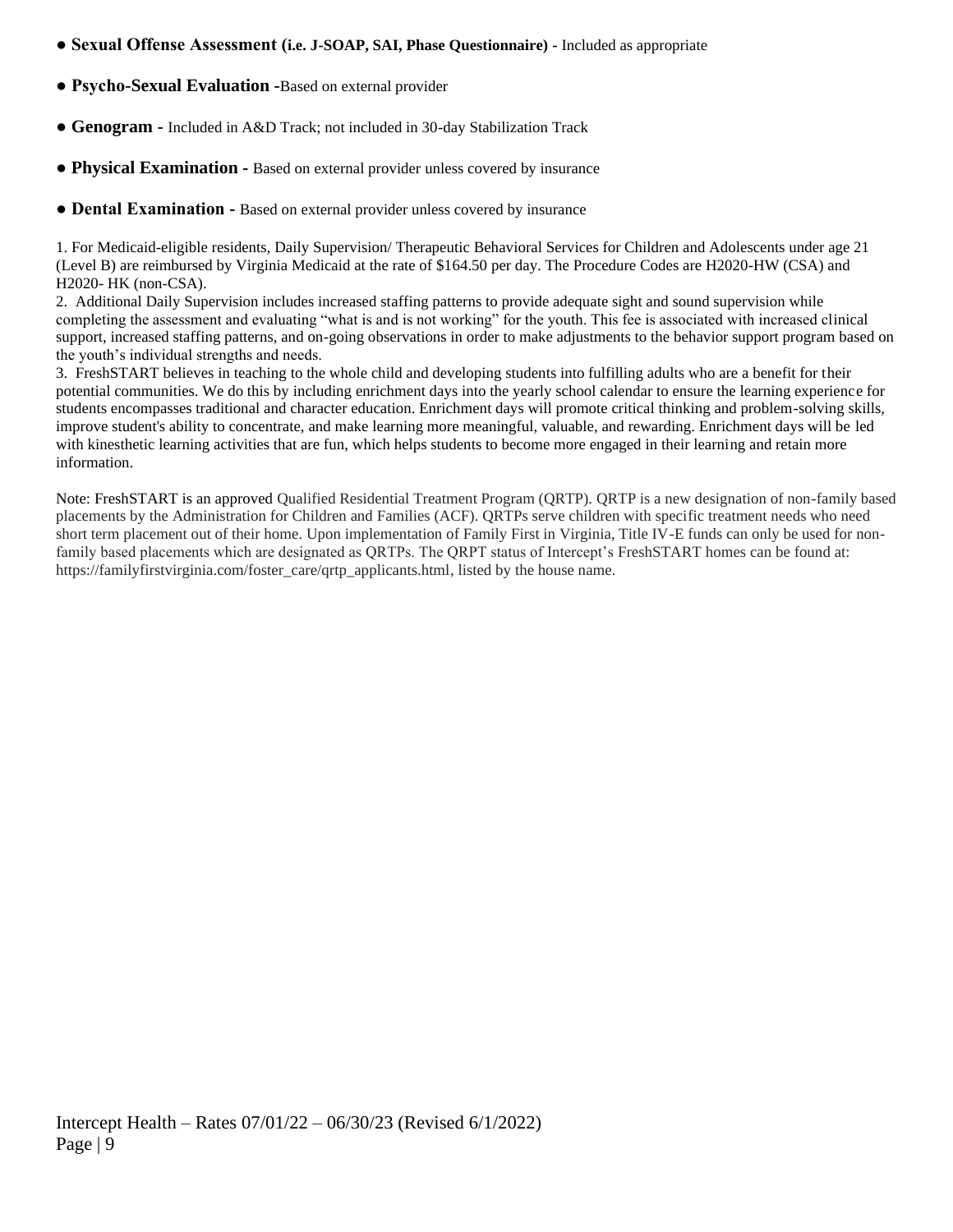- **Sexual Offense Assessment (i.e. J-SOAP, SAI, Phase Questionnaire)** - Included as appropriate
- **Psycho-Sexual Evaluation** -Based on external provider
- **Genogram** - Included in A&D Track; not included in 30-day Stabilization Track
- **Physical Examination** - Based on external provider unless covered by insurance
- **Dental Examination** - Based on external provider unless covered by insurance

1. For Medicaid-eligible residents, Daily Supervision/ Therapeutic Behavioral Services for Children and Adolescents under age 21 (Level B) are reimbursed by Virginia Medicaid at the rate of $164.50 per day. The Procedure Codes are H2020-HW (CSA) and H2020- HK (non-CSA).
2. Additional Daily Supervision includes increased staffing patterns to provide adequate sight and sound supervision while completing the assessment and evaluating "what is and is not working" for the youth. This fee is associated with increased clinical support, increased staffing patterns, and on-going observations in order to make adjustments to the behavior support program based on the youth's individual strengths and needs.
3. FreshSTART believes in teaching to the whole child and developing students into fulfilling adults who are a benefit for their potential communities. We do this by including enrichment days into the yearly school calendar to ensure the learning experience for students encompasses traditional and character education. Enrichment days will promote critical thinking and problem-solving skills, improve student's ability to concentrate, and make learning more meaningful, valuable, and rewarding. Enrichment days will be led with kinesthetic learning activities that are fun, which helps students to become more engaged in their learning and retain more information.

Note: FreshSTART is an approved Qualified Residential Treatment Program (QRTP). QRTP is a new designation of non-family based placements by the Administration for Children and Families (ACF). QRTPs serve children with specific treatment needs who need short term placement out of their home. Upon implementation of Family First in Virginia, Title IV-E funds can only be used for non-family based placements which are designated as QRTPs. The QRPT status of Intercept's FreshSTART homes can be found at: https://familyfirstvirginia.com/foster_care/qrtp_applicants.html, listed by the house name.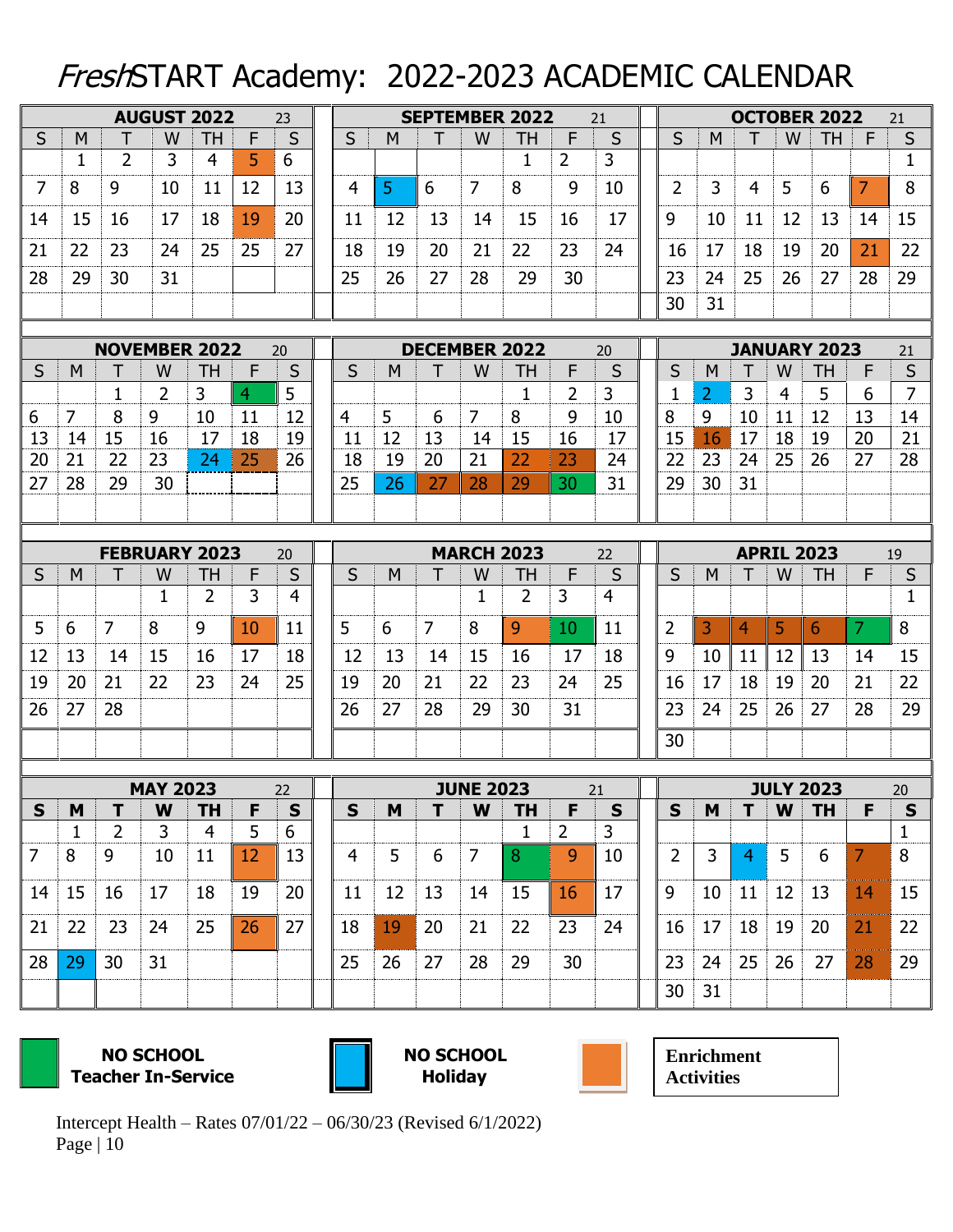# *Fresh*START Academy: 2022-2023 ACADEMIC CALENDAR

**AUGUST 2022** — 23

| S | M | T | W | TH | F | S |
|---|---|---|---|---|---|---|
| | 1 | 2 | 3 | 4 | 5 | 6 |
| 7 | 8 | 9 | 10 | 11 | 12 | 13 |
| 14 | 15 | 16 | 17 | 18 | 19 | 20 |
| 21 | 22 | 23 | 24 | 25 | 25 | 27 |
| 28 | 29 | 30 | 31 | | | |

**SEPTEMBER 2022** — 21

| S | M | T | W | TH | F | S |
|---|---|---|---|---|---|---|
| | | | | 1 | 2 | 3 |
| 4 | 5 | 6 | 7 | 8 | 9 | 10 |
| 11 | 12 | 13 | 14 | 15 | 16 | 17 |
| 18 | 19 | 20 | 21 | 22 | 23 | 24 |
| 25 | 26 | 27 | 28 | 29 | 30 | |

**OCTOBER 2022** — 21

| S | M | T | W | TH | F | S |
|---|---|---|---|---|---|---|
| | | | | | | 1 |
| 2 | 3 | 4 | 5 | 6 | 7 | 8 |
| 9 | 10 | 11 | 12 | 13 | 14 | 15 |
| 16 | 17 | 18 | 19 | 20 | 21 | 22 |
| 23 | 24 | 25 | 26 | 27 | 28 | 29 |
| 30 | 31 | | | | | |

**NOVEMBER 2022** — 20

| S | M | T | W | TH | F | S |
|---|---|---|---|---|---|---|
| | | 1 | 2 | 3 | 4 | 5 |
| 6 | 7 | 8 | 9 | 10 | 11 | 12 |
| 13 | 14 | 15 | 16 | 17 | 18 | 19 |
| 20 | 21 | 22 | 23 | 24 | 25 | 26 |
| 27 | 28 | 29 | 30 | | | |

**DECEMBER 2022** — 20

| S | M | T | W | TH | F | S |
|---|---|---|---|---|---|---|
| | | | | 1 | 2 | 3 |
| 4 | 5 | 6 | 7 | 8 | 9 | 10 |
| 11 | 12 | 13 | 14 | 15 | 16 | 17 |
| 18 | 19 | 20 | 21 | 22 | 23 | 24 |
| 25 | 26 | 27 | 28 | 29 | 30 | 31 |

**JANUARY 2023** — 21

| S | M | T | W | TH | F | S |
|---|---|---|---|---|---|---|
| 1 | 2 | 3 | 4 | 5 | 6 | 7 |
| 8 | 9 | 10 | 11 | 12 | 13 | 14 |
| 15 | 16 | 17 | 18 | 19 | 20 | 21 |
| 22 | 23 | 24 | 25 | 26 | 27 | 28 |
| 29 | 30 | 31 | | | | |

**FEBRUARY 2023** — 20

| S | M | T | W | TH | F | S |
|---|---|---|---|---|---|---|
| | | | 1 | 2 | 3 | 4 |
| 5 | 6 | 7 | 8 | 9 | 10 | 11 |
| 12 | 13 | 14 | 15 | 16 | 17 | 18 |
| 19 | 20 | 21 | 22 | 23 | 24 | 25 |
| 26 | 27 | 28 | | | | |

**MARCH 2023** — 22

| S | M | T | W | TH | F | S |
|---|---|---|---|---|---|---|
| | | | 1 | 2 | 3 | 4 |
| 5 | 6 | 7 | 8 | 9 | 10 | 11 |
| 12 | 13 | 14 | 15 | 16 | 17 | 18 |
| 19 | 20 | 21 | 22 | 23 | 24 | 25 |
| 26 | 27 | 28 | 29 | 30 | 31 | |

**APRIL 2023** — 19

| S | M | T | W | TH | F | S |
|---|---|---|---|---|---|---|
| | | | | | | 1 |
| 2 | 3 | 4 | 5 | 6 | 7 | 8 |
| 9 | 10 | 11 | 12 | 13 | 14 | 15 |
| 16 | 17 | 18 | 19 | 20 | 21 | 22 |
| 23 | 24 | 25 | 26 | 27 | 28 | 29 |
| 30 | | | | | | |

**MAY 2023** — 22

| S | M | T | W | TH | F | S |
|---|---|---|---|---|---|---|
| | 1 | 2 | 3 | 4 | 5 | 6 |
| 7 | 8 | 9 | 10 | 11 | 12 | 13 |
| 14 | 15 | 16 | 17 | 18 | 19 | 20 |
| 21 | 22 | 23 | 24 | 25 | 26 | 27 |
| 28 | 29 | 30 | 31 | | | |

**JUNE 2023** — 21

| S | M | T | W | TH | F | S |
|---|---|---|---|---|---|---|
| | | | | 1 | 2 | 3 |
| 4 | 5 | 6 | 7 | 8 | 9 | 10 |
| 11 | 12 | 13 | 14 | 15 | 16 | 17 |
| 18 | 19 | 20 | 21 | 22 | 23 | 24 |
| 25 | 26 | 27 | 28 | 29 | 30 | |

**JULY 2023** — 20

| S | M | T | W | TH | F | S |
|---|---|---|---|---|---|---|
| | | | | | | 1 |
| 2 | 3 | 4 | 5 | 6 | 7 | 8 |
| 9 | 10 | 11 | 12 | 13 | 14 | 15 |
| 16 | 17 | 18 | 19 | 20 | 21 | 22 |
| 23 | 24 | 25 | 26 | 27 | 28 | 29 |
| 30 | 31 | | | | | |

**NO SCHOOL Teacher In-Service** (green)

**NO SCHOOL Holiday** (blue)

**Enrichment Activities** (orange)

Intercept Health – Rates 07/01/22 – 06/30/23 (Revised 6/1/2022)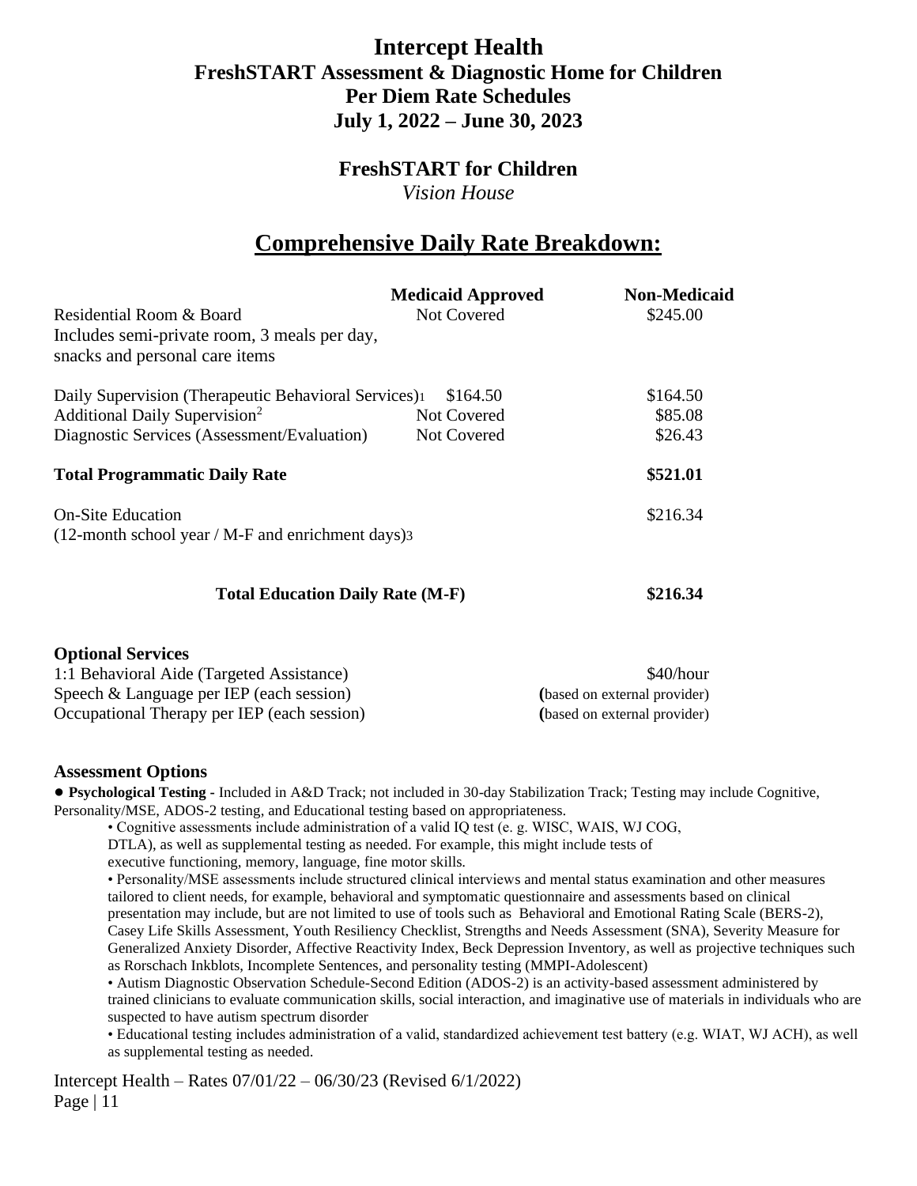# Intercept Health
## FreshSTART Assessment & Diagnostic Home for Children
## Per Diem Rate Schedules
## July 1, 2022 – June 30, 2023

### FreshSTART for Children
*Vision House*

## Comprehensive Daily Rate Breakdown:

| | Medicaid Approved | Non-Medicaid |
|---|---|---|
| Residential Room & Board<br>Includes semi-private room, 3 meals per day, snacks and personal care items | Not Covered | $245.00 |
| Daily Supervision (Therapeutic Behavioral Services)[1] | $164.50 | $164.50 |
| Additional Daily Supervision[2] | Not Covered | $85.08 |
| Diagnostic Services (Assessment/Evaluation) | Not Covered | $26.43 |
| **Total Programmatic Daily Rate** | | **$521.01** |
| On-Site Education<br>(12-month school year / M-F and enrichment days)[3] | | $216.34 |
| **Total Education Daily Rate (M-F)** | | **$216.34** |

**Optional Services**

| | |
|---|---|
| 1:1 Behavioral Aide (Targeted Assistance) | $40/hour |
| Speech & Language per IEP (each session) | (based on external provider) |
| Occupational Therapy per IEP (each session) | (based on external provider) |

**Assessment Options**

- **Psychological Testing** - Included in A&D Track; not included in 30-day Stabilization Track; Testing may include Cognitive, Personality/MSE, ADOS-2 testing, and Educational testing based on appropriateness.
  - Cognitive assessments include administration of a valid IQ test (e. g. WISC, WAIS, WJ COG, DTLA), as well as supplemental testing as needed. For example, this might include tests of executive functioning, memory, language, fine motor skills.
  - Personality/MSE assessments include structured clinical interviews and mental status examination and other measures tailored to client needs, for example, behavioral and symptomatic questionnaire and assessments based on clinical presentation may include, but are not limited to use of tools such as Behavioral and Emotional Rating Scale (BERS-2), Casey Life Skills Assessment, Youth Resiliency Checklist, Strengths and Needs Assessment (SNA), Severity Measure for Generalized Anxiety Disorder, Affective Reactivity Index, Beck Depression Inventory, as well as projective techniques such as Rorschach Inkblots, Incomplete Sentences, and personality testing (MMPI-Adolescent)
  - Autism Diagnostic Observation Schedule-Second Edition (ADOS-2) is an activity-based assessment administered by trained clinicians to evaluate communication skills, social interaction, and imaginative use of materials in individuals who are suspected to have autism spectrum disorder
  - Educational testing includes administration of a valid, standardized achievement test battery (e.g. WIAT, WJ ACH), as well as supplemental testing as needed.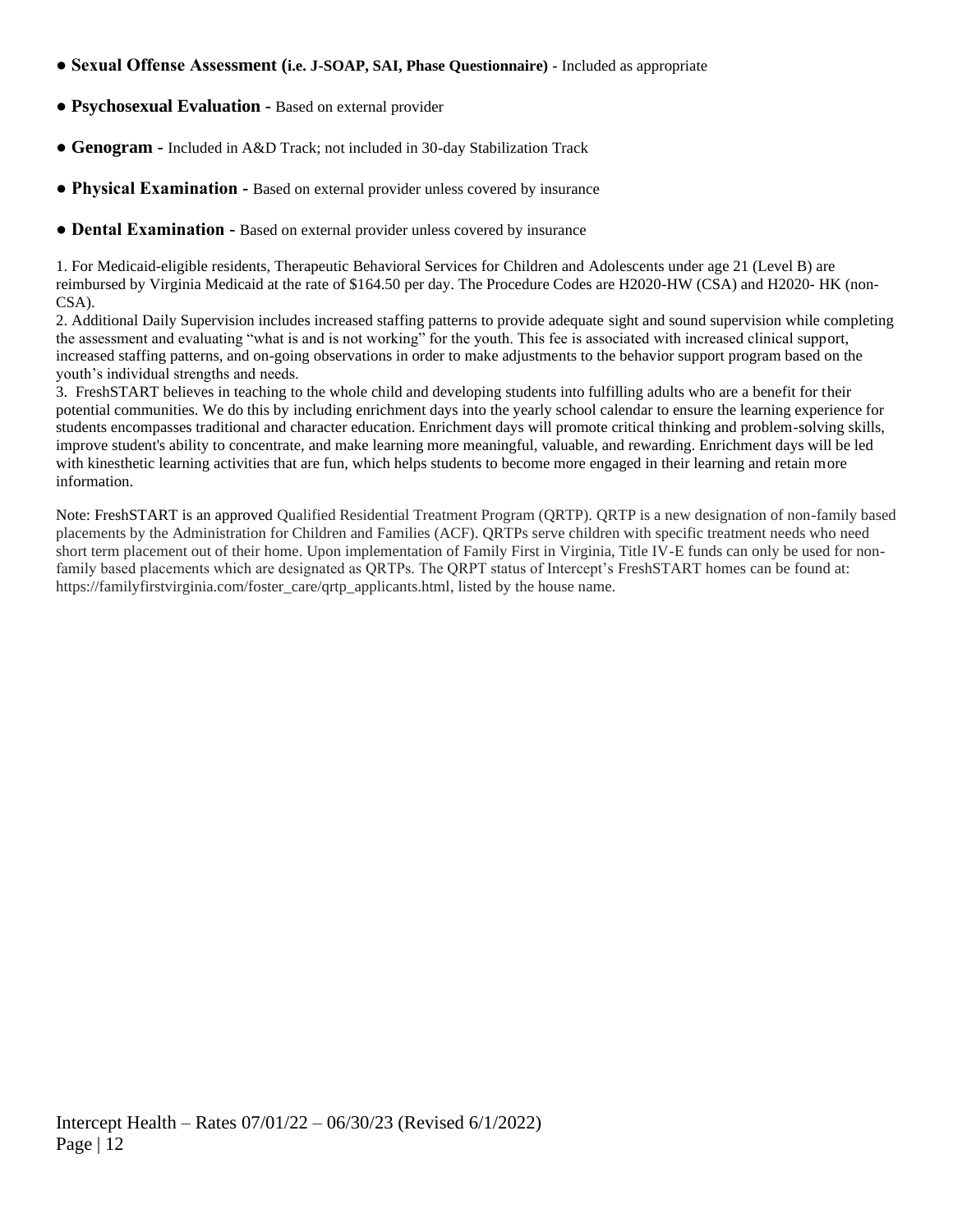- **Sexual Offense Assessment (i.e. J-SOAP, SAI, Phase Questionnaire)** - Included as appropriate
- **Psychosexual Evaluation -** Based on external provider
- **Genogram -** Included in A&D Track; not included in 30-day Stabilization Track
- **Physical Examination -** Based on external provider unless covered by insurance
- **Dental Examination -** Based on external provider unless covered by insurance

1. For Medicaid-eligible residents, Therapeutic Behavioral Services for Children and Adolescents under age 21 (Level B) are reimbursed by Virginia Medicaid at the rate of $164.50 per day. The Procedure Codes are H2020-HW (CSA) and H2020- HK (non-CSA).
2. Additional Daily Supervision includes increased staffing patterns to provide adequate sight and sound supervision while completing the assessment and evaluating "what is and is not working" for the youth. This fee is associated with increased clinical support, increased staffing patterns, and on-going observations in order to make adjustments to the behavior support program based on the youth's individual strengths and needs.
3. FreshSTART believes in teaching to the whole child and developing students into fulfilling adults who are a benefit for their potential communities. We do this by including enrichment days into the yearly school calendar to ensure the learning experience for students encompasses traditional and character education. Enrichment days will promote critical thinking and problem-solving skills, improve student's ability to concentrate, and make learning more meaningful, valuable, and rewarding. Enrichment days will be led with kinesthetic learning activities that are fun, which helps students to become more engaged in their learning and retain more information.

Note: FreshSTART is an approved Qualified Residential Treatment Program (QRTP). QRTP is a new designation of non-family based placements by the Administration for Children and Families (ACF). QRTPs serve children with specific treatment needs who need short term placement out of their home. Upon implementation of Family First in Virginia, Title IV-E funds can only be used for non-family based placements which are designated as QRTPs. The QRPT status of Intercept's FreshSTART homes can be found at: https://familyfirstvirginia.com/foster_care/qrtp_applicants.html, listed by the house name.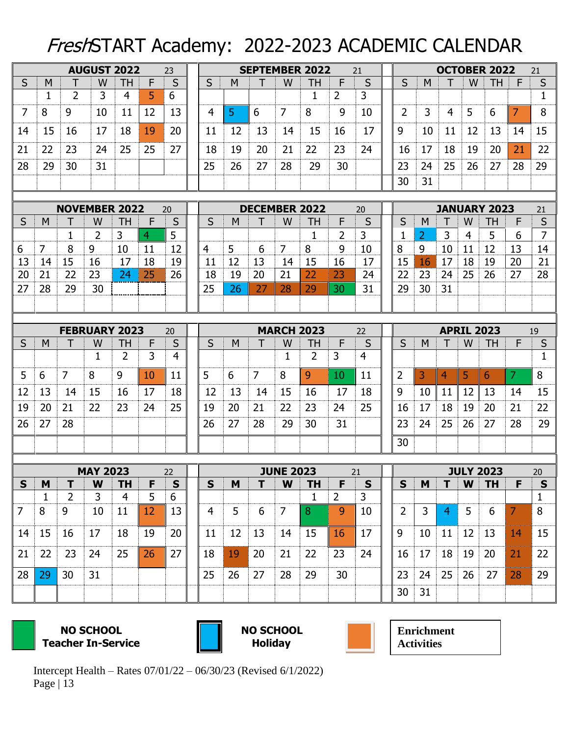# *Fresh*START Academy: 2022-2023 ACADEMIC CALENDAR

**AUGUST 2022** — 23

| S | M | T | W | TH | F | S |
|---|---|---|---|---|---|---|
| | 1 | 2 | 3 | 4 | 5 | 6 |
| 7 | 8 | 9 | 10 | 11 | 12 | 13 |
| 14 | 15 | 16 | 17 | 18 | 19 | 20 |
| 21 | 22 | 23 | 24 | 25 | 25 | 27 |
| 28 | 29 | 30 | 31 | | | |

**SEPTEMBER 2022** — 21

| S | M | T | W | TH | F | S |
|---|---|---|---|---|---|---|
| | | | | 1 | 2 | 3 |
| 4 | 5 | 6 | 7 | 8 | 9 | 10 |
| 11 | 12 | 13 | 14 | 15 | 16 | 17 |
| 18 | 19 | 20 | 21 | 22 | 23 | 24 |
| 25 | 26 | 27 | 28 | 29 | 30 | |

**OCTOBER 2022** — 21

| S | M | T | W | TH | F | S |
|---|---|---|---|---|---|---|
| | | | | | | 1 |
| 2 | 3 | 4 | 5 | 6 | 7 | 8 |
| 9 | 10 | 11 | 12 | 13 | 14 | 15 |
| 16 | 17 | 18 | 19 | 20 | 21 | 22 |
| 23 | 24 | 25 | 26 | 27 | 28 | 29 |
| 30 | 31 | | | | | |

**NOVEMBER 2022** — 20

| S | M | T | W | TH | F | S |
|---|---|---|---|---|---|---|
| | | 1 | 2 | 3 | 4 | 5 |
| 6 | 7 | 8 | 9 | 10 | 11 | 12 |
| 13 | 14 | 15 | 16 | 17 | 18 | 19 |
| 20 | 21 | 22 | 23 | 24 | 25 | 26 |
| 27 | 28 | 29 | 30 | | | |

**DECEMBER 2022** — 20

| S | M | T | W | TH | F | S |
|---|---|---|---|---|---|---|
| | | | | 1 | 2 | 3 |
| 4 | 5 | 6 | 7 | 8 | 9 | 10 |
| 11 | 12 | 13 | 14 | 15 | 16 | 17 |
| 18 | 19 | 20 | 21 | 22 | 23 | 24 |
| 25 | 26 | 27 | 28 | 29 | 30 | 31 |

**JANUARY 2023** — 21

| S | M | T | W | TH | F | S |
|---|---|---|---|---|---|---|
| 1 | 2 | 3 | 4 | 5 | 6 | 7 |
| 8 | 9 | 10 | 11 | 12 | 13 | 14 |
| 15 | 16 | 17 | 18 | 19 | 20 | 21 |
| 22 | 23 | 24 | 25 | 26 | 27 | 28 |
| 29 | 30 | 31 | | | | |

**FEBRUARY 2023** — 20

| S | M | T | W | TH | F | S |
|---|---|---|---|---|---|---|
| | | | 1 | 2 | 3 | 4 |
| 5 | 6 | 7 | 8 | 9 | 10 | 11 |
| 12 | 13 | 14 | 15 | 16 | 17 | 18 |
| 19 | 20 | 21 | 22 | 23 | 24 | 25 |
| 26 | 27 | 28 | | | | |

**MARCH 2023** — 22

| S | M | T | W | TH | F | S |
|---|---|---|---|---|---|---|
| | | | 1 | 2 | 3 | 4 |
| 5 | 6 | 7 | 8 | 9 | 10 | 11 |
| 12 | 13 | 14 | 15 | 16 | 17 | 18 |
| 19 | 20 | 21 | 22 | 23 | 24 | 25 |
| 26 | 27 | 28 | 29 | 30 | 31 | |

**APRIL 2023** — 19

| S | M | T | W | TH | F | S |
|---|---|---|---|---|---|---|
| | | | | | | 1 |
| 2 | 3 | 4 | 5 | 6 | 7 | 8 |
| 9 | 10 | 11 | 12 | 13 | 14 | 15 |
| 16 | 17 | 18 | 19 | 20 | 21 | 22 |
| 23 | 24 | 25 | 26 | 27 | 28 | 29 |
| 30 | | | | | | |

**MAY 2023** — 22

| S | M | T | W | TH | F | S |
|---|---|---|---|---|---|---|
| | 1 | 2 | 3 | 4 | 5 | 6 |
| 7 | 8 | 9 | 10 | 11 | 12 | 13 |
| 14 | 15 | 16 | 17 | 18 | 19 | 20 |
| 21 | 22 | 23 | 24 | 25 | 26 | 27 |
| 28 | 29 | 30 | 31 | | | |

**JUNE 2023** — 21

| S | M | T | W | TH | F | S |
|---|---|---|---|---|---|---|
| | | | | 1 | 2 | 3 |
| 4 | 5 | 6 | 7 | 8 | 9 | 10 |
| 11 | 12 | 13 | 14 | 15 | 16 | 17 |
| 18 | 19 | 20 | 21 | 22 | 23 | 24 |
| 25 | 26 | 27 | 28 | 29 | 30 | |

**JULY 2023** — 20

| S | M | T | W | TH | F | S |
|---|---|---|---|---|---|---|
| | | | | | | 1 |
| 2 | 3 | 4 | 5 | 6 | 7 | 8 |
| 9 | 10 | 11 | 12 | 13 | 14 | 15 |
| 16 | 17 | 18 | 19 | 20 | 21 | 22 |
| 23 | 24 | 25 | 26 | 27 | 28 | 29 |
| 30 | 31 | | | | | |

**NO SCHOOL Teacher In-Service**

**NO SCHOOL Holiday**

**Enrichment Activities**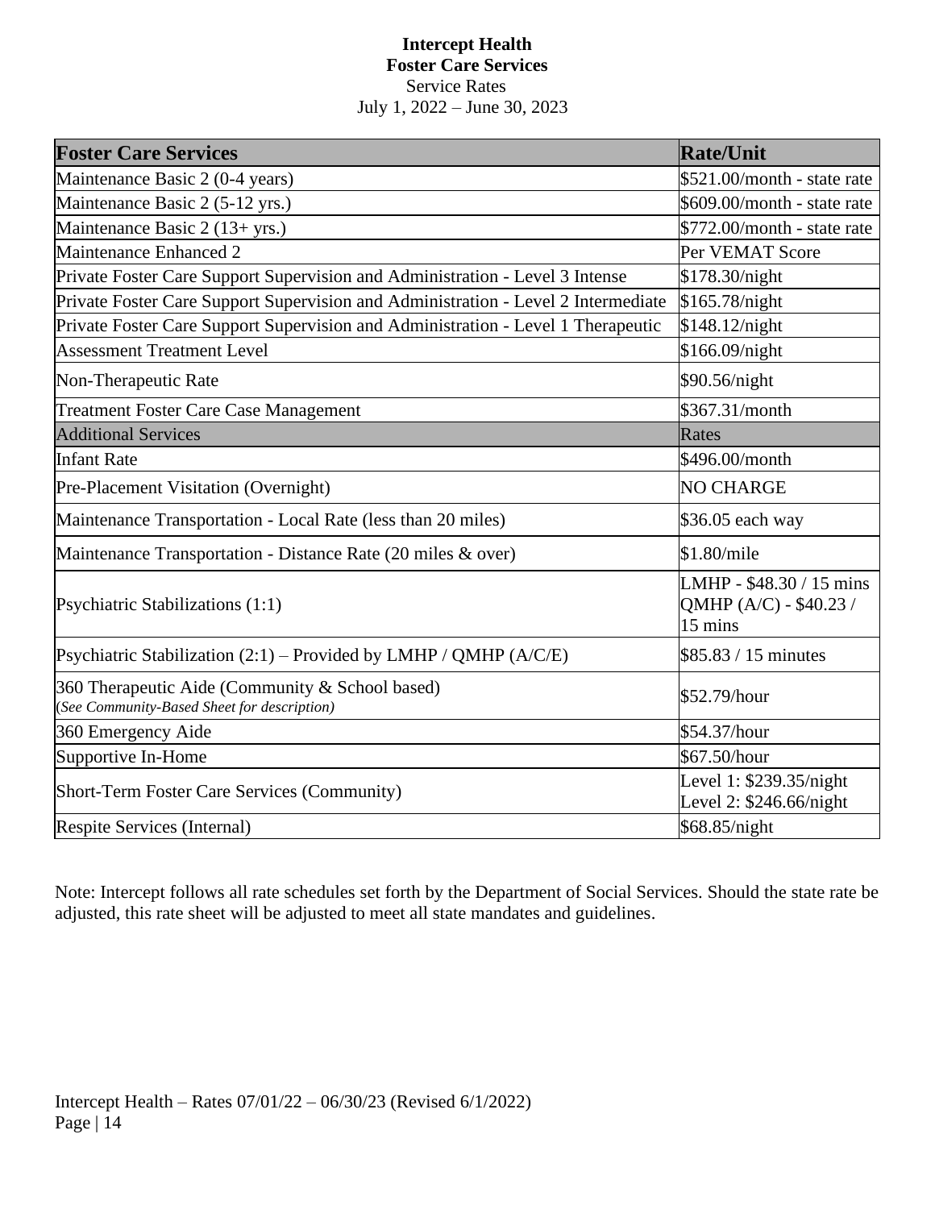**Intercept Health**
**Foster Care Services**
Service Rates
July 1, 2022 – June 30, 2023

| **Foster Care Services** | **Rate/Unit** |
|---|---|
| Maintenance Basic 2 (0-4 years) | $521.00/month - state rate |
| Maintenance Basic 2 (5-12 yrs.) | $609.00/month - state rate |
| Maintenance Basic 2 (13+ yrs.) | $772.00/month - state rate |
| Maintenance Enhanced 2 | Per VEMAT Score |
| Private Foster Care Support Supervision and Administration - Level 3 Intense | $178.30/night |
| Private Foster Care Support Supervision and Administration - Level 2 Intermediate | $165.78/night |
| Private Foster Care Support Supervision and Administration - Level 1 Therapeutic | $148.12/night |
| Assessment Treatment Level | $166.09/night |
| Non-Therapeutic Rate | $90.56/night |
| Treatment Foster Care Case Management | $367.31/month |
| Additional Services | Rates |
| Infant Rate | $496.00/month |
| Pre-Placement Visitation (Overnight) | NO CHARGE |
| Maintenance Transportation - Local Rate (less than 20 miles) | $36.05 each way |
| Maintenance Transportation - Distance Rate (20 miles & over) | $1.80/mile |
| Psychiatric Stabilizations (1:1) | LMHP - $48.30 / 15 mins<br>QMHP (A/C) - $40.23 / 15 mins |
| Psychiatric Stabilization (2:1) – Provided by LMHP / QMHP (A/C/E) | $85.83 / 15 minutes |
| 360 Therapeutic Aide (Community & School based)<br>*(See Community-Based Sheet for description)* | $52.79/hour |
| 360 Emergency Aide | $54.37/hour |
| Supportive In-Home | $67.50/hour |
| Short-Term Foster Care Services (Community) | Level 1: $239.35/night<br>Level 2: $246.66/night |
| Respite Services (Internal) | $68.85/night |

Note: Intercept follows all rate schedules set forth by the Department of Social Services. Should the state rate be adjusted, this rate sheet will be adjusted to meet all state mandates and guidelines.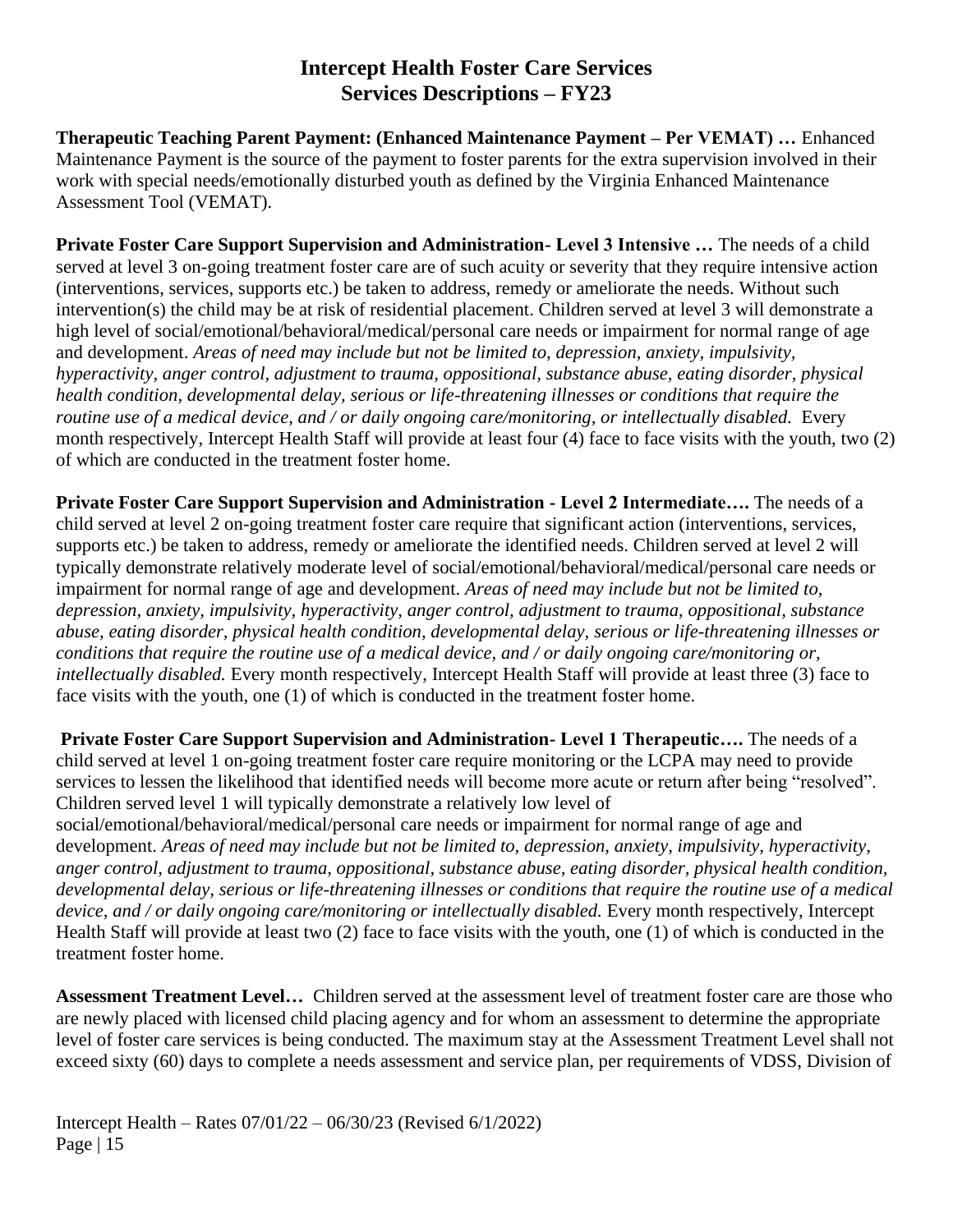# Intercept Health Foster Care Services
## Services Descriptions – FY23

**Therapeutic Teaching Parent Payment: (Enhanced Maintenance Payment – Per VEMAT) …** Enhanced Maintenance Payment is the source of the payment to foster parents for the extra supervision involved in their work with special needs/emotionally disturbed youth as defined by the Virginia Enhanced Maintenance Assessment Tool (VEMAT).

**Private Foster Care Support Supervision and Administration- Level 3 Intensive …** The needs of a child served at level 3 on-going treatment foster care are of such acuity or severity that they require intensive action (interventions, services, supports etc.) be taken to address, remedy or ameliorate the needs. Without such intervention(s) the child may be at risk of residential placement. Children served at level 3 will demonstrate a high level of social/emotional/behavioral/medical/personal care needs or impairment for normal range of age and development. *Areas of need may include but not be limited to, depression, anxiety, impulsivity, hyperactivity, anger control, adjustment to trauma, oppositional, substance abuse, eating disorder, physical health condition, developmental delay, serious or life-threatening illnesses or conditions that require the routine use of a medical device, and / or daily ongoing care/monitoring, or intellectually disabled.* Every month respectively, Intercept Health Staff will provide at least four (4) face to face visits with the youth, two (2) of which are conducted in the treatment foster home.

**Private Foster Care Support Supervision and Administration - Level 2 Intermediate….** The needs of a child served at level 2 on-going treatment foster care require that significant action (interventions, services, supports etc.) be taken to address, remedy or ameliorate the identified needs. Children served at level 2 will typically demonstrate relatively moderate level of social/emotional/behavioral/medical/personal care needs or impairment for normal range of age and development. *Areas of need may include but not be limited to, depression, anxiety, impulsivity, hyperactivity, anger control, adjustment to trauma, oppositional, substance abuse, eating disorder, physical health condition, developmental delay, serious or life-threatening illnesses or conditions that require the routine use of a medical device, and / or daily ongoing care/monitoring or, intellectually disabled.* Every month respectively, Intercept Health Staff will provide at least three (3) face to face visits with the youth, one (1) of which is conducted in the treatment foster home.

**Private Foster Care Support Supervision and Administration- Level 1 Therapeutic….** The needs of a child served at level 1 on-going treatment foster care require monitoring or the LCPA may need to provide services to lessen the likelihood that identified needs will become more acute or return after being "resolved". Children served level 1 will typically demonstrate a relatively low level of social/emotional/behavioral/medical/personal care needs or impairment for normal range of age and development. *Areas of need may include but not be limited to, depression, anxiety, impulsivity, hyperactivity, anger control, adjustment to trauma, oppositional, substance abuse, eating disorder, physical health condition, developmental delay, serious or life-threatening illnesses or conditions that require the routine use of a medical device, and / or daily ongoing care/monitoring or intellectually disabled.* Every month respectively, Intercept Health Staff will provide at least two (2) face to face visits with the youth, one (1) of which is conducted in the treatment foster home.

**Assessment Treatment Level…** Children served at the assessment level of treatment foster care are those who are newly placed with licensed child placing agency and for whom an assessment to determine the appropriate level of foster care services is being conducted. The maximum stay at the Assessment Treatment Level shall not exceed sixty (60) days to complete a needs assessment and service plan, per requirements of VDSS, Division of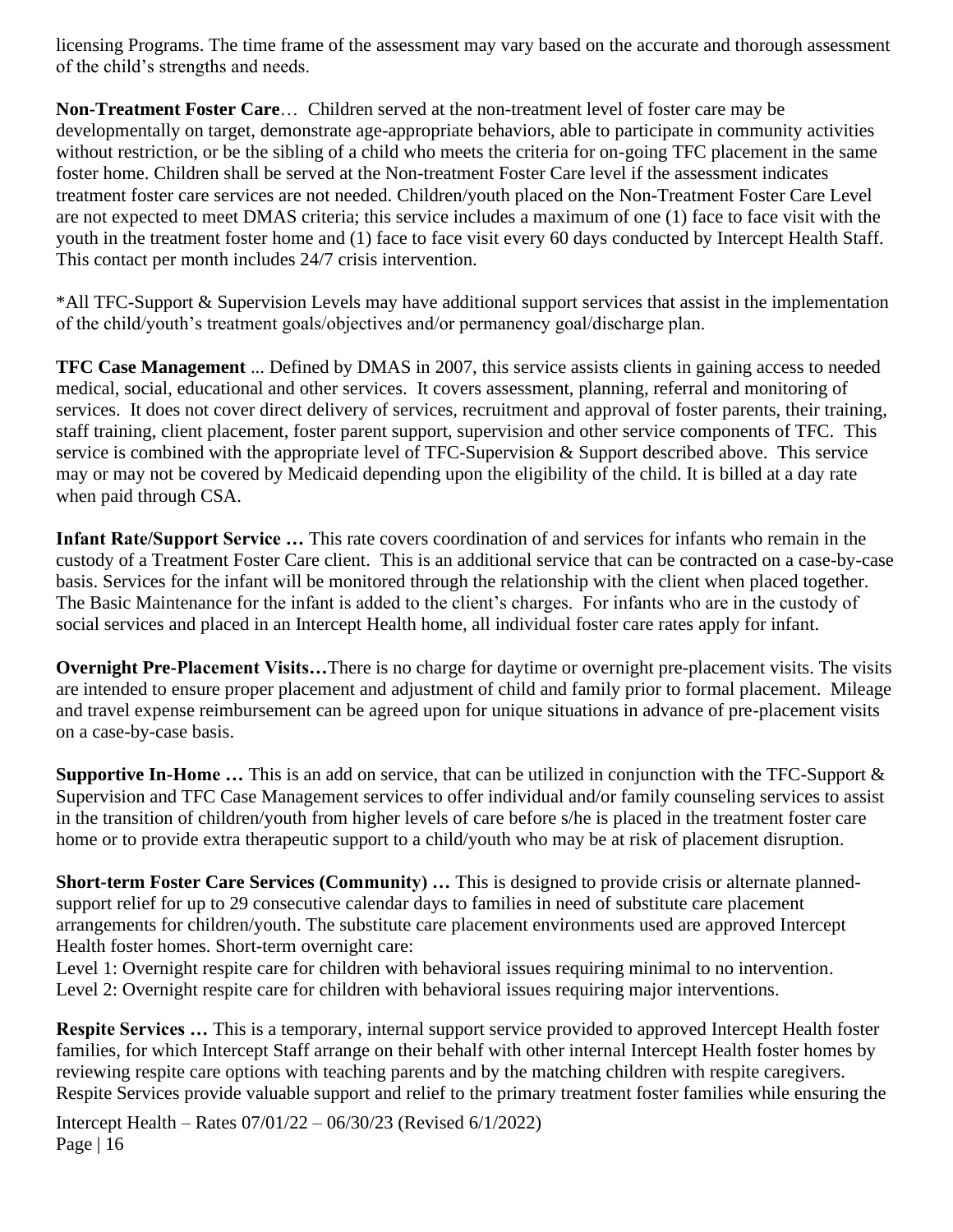licensing Programs. The time frame of the assessment may vary based on the accurate and thorough assessment of the child's strengths and needs.

**Non-Treatment Foster Care**… Children served at the non-treatment level of foster care may be developmentally on target, demonstrate age-appropriate behaviors, able to participate in community activities without restriction, or be the sibling of a child who meets the criteria for on-going TFC placement in the same foster home. Children shall be served at the Non-treatment Foster Care level if the assessment indicates treatment foster care services are not needed. Children/youth placed on the Non-Treatment Foster Care Level are not expected to meet DMAS criteria; this service includes a maximum of one (1) face to face visit with the youth in the treatment foster home and (1) face to face visit every 60 days conducted by Intercept Health Staff. This contact per month includes 24/7 crisis intervention.

*All TFC-Support & Supervision Levels may have additional support services that assist in the implementation of the child/youth's treatment goals/objectives and/or permanency goal/discharge plan.

**TFC Case Management** ... Defined by DMAS in 2007, this service assists clients in gaining access to needed medical, social, educational and other services. It covers assessment, planning, referral and monitoring of services. It does not cover direct delivery of services, recruitment and approval of foster parents, their training, staff training, client placement, foster parent support, supervision and other service components of TFC. This service is combined with the appropriate level of TFC-Supervision & Support described above. This service may or may not be covered by Medicaid depending upon the eligibility of the child. It is billed at a day rate when paid through CSA.

**Infant Rate/Support Service …** This rate covers coordination of and services for infants who remain in the custody of a Treatment Foster Care client. This is an additional service that can be contracted on a case-by-case basis. Services for the infant will be monitored through the relationship with the client when placed together. The Basic Maintenance for the infant is added to the client's charges. For infants who are in the custody of social services and placed in an Intercept Health home, all individual foster care rates apply for infant.

**Overnight Pre-Placement Visits…**There is no charge for daytime or overnight pre-placement visits. The visits are intended to ensure proper placement and adjustment of child and family prior to formal placement. Mileage and travel expense reimbursement can be agreed upon for unique situations in advance of pre-placement visits on a case-by-case basis.

**Supportive In-Home …** This is an add on service, that can be utilized in conjunction with the TFC-Support & Supervision and TFC Case Management services to offer individual and/or family counseling services to assist in the transition of children/youth from higher levels of care before s/he is placed in the treatment foster care home or to provide extra therapeutic support to a child/youth who may be at risk of placement disruption.

**Short-term Foster Care Services (Community) …** This is designed to provide crisis or alternate planned-support relief for up to 29 consecutive calendar days to families in need of substitute care placement arrangements for children/youth. The substitute care placement environments used are approved Intercept Health foster homes. Short-term overnight care:

Level 1: Overnight respite care for children with behavioral issues requiring minimal to no intervention.
Level 2: Overnight respite care for children with behavioral issues requiring major interventions.

**Respite Services …** This is a temporary, internal support service provided to approved Intercept Health foster families, for which Intercept Staff arrange on their behalf with other internal Intercept Health foster homes by reviewing respite care options with teaching parents and by the matching children with respite caregivers. Respite Services provide valuable support and relief to the primary treatment foster families while ensuring the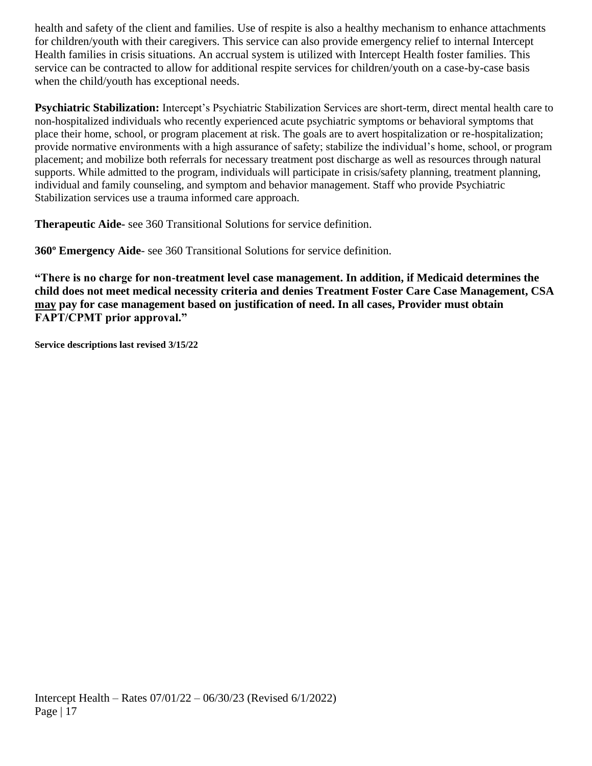health and safety of the client and families. Use of respite is also a healthy mechanism to enhance attachments for children/youth with their caregivers. This service can also provide emergency relief to internal Intercept Health families in crisis situations. An accrual system is utilized with Intercept Health foster families. This service can be contracted to allow for additional respite services for children/youth on a case-by-case basis when the child/youth has exceptional needs.

**Psychiatric Stabilization:** Intercept's Psychiatric Stabilization Services are short-term, direct mental health care to non-hospitalized individuals who recently experienced acute psychiatric symptoms or behavioral symptoms that place their home, school, or program placement at risk. The goals are to avert hospitalization or re-hospitalization; provide normative environments with a high assurance of safety; stabilize the individual's home, school, or program placement; and mobilize both referrals for necessary treatment post discharge as well as resources through natural supports. While admitted to the program, individuals will participate in crisis/safety planning, treatment planning, individual and family counseling, and symptom and behavior management. Staff who provide Psychiatric Stabilization services use a trauma informed care approach.

**Therapeutic Aide-** see 360 Transitional Solutions for service definition.

**360º Emergency Aide**- see 360 Transitional Solutions for service definition.

**"There is no charge for non-treatment level case management. In addition, if Medicaid determines the child does not meet medical necessity criteria and denies Treatment Foster Care Case Management, CSA <u>may</u> pay for case management based on justification of need. In all cases, Provider must obtain FAPT/CPMT prior approval."**

**Service descriptions last revised 3/15/22**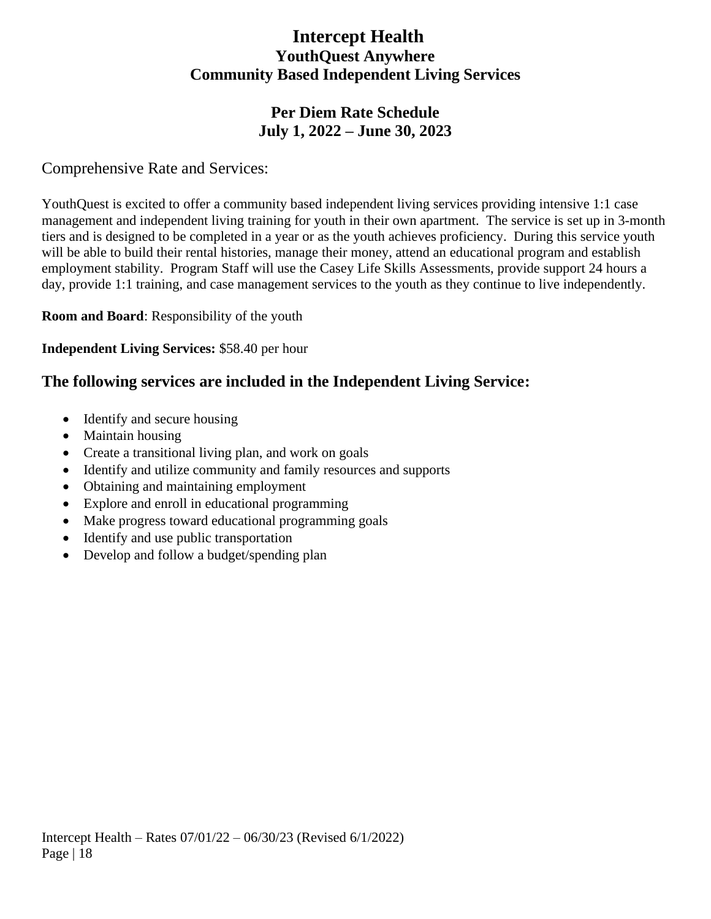# Intercept Health

## YouthQuest Anywhere

## Community Based Independent Living Services

## Per Diem Rate Schedule

## July 1, 2022 – June 30, 2023

Comprehensive Rate and Services:

YouthQuest is excited to offer a community based independent living services providing intensive 1:1 case management and independent living training for youth in their own apartment. The service is set up in 3-month tiers and is designed to be completed in a year or as the youth achieves proficiency. During this service youth will be able to build their rental histories, manage their money, attend an educational program and establish employment stability. Program Staff will use the Casey Life Skills Assessments, provide support 24 hours a day, provide 1:1 training, and case management services to the youth as they continue to live independently.

**Room and Board**: Responsibility of the youth

**Independent Living Services:** $58.40 per hour

### The following services are included in the Independent Living Service:

- Identify and secure housing
- Maintain housing
- Create a transitional living plan, and work on goals
- Identify and utilize community and family resources and supports
- Obtaining and maintaining employment
- Explore and enroll in educational programming
- Make progress toward educational programming goals
- Identify and use public transportation
- Develop and follow a budget/spending plan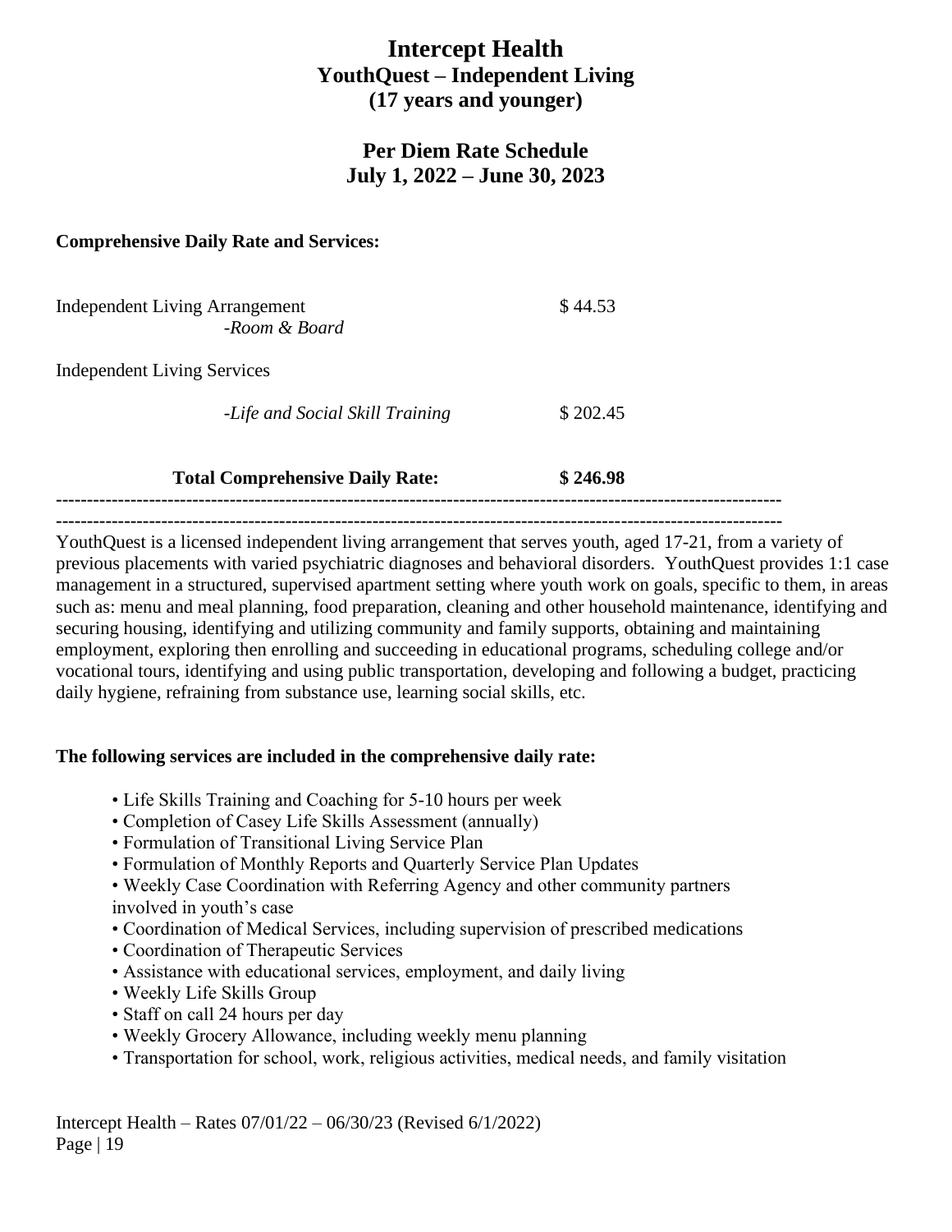# Intercept Health

## YouthQuest – Independent Living

## (17 years and younger)

## Per Diem Rate Schedule

## July 1, 2022 – June 30, 2023

**Comprehensive Daily Rate and Services:**

| | |
|---|---|
| Independent Living Arrangement<br>*-Room & Board* | $ 44.53 |
| Independent Living Services | |
| *-Life and Social Skill Training* | $ 202.45 |
| **Total Comprehensive Daily Rate:** | **$ 246.98** |

---

YouthQuest is a licensed independent living arrangement that serves youth, aged 17-21, from a variety of previous placements with varied psychiatric diagnoses and behavioral disorders. YouthQuest provides 1:1 case management in a structured, supervised apartment setting where youth work on goals, specific to them, in areas such as: menu and meal planning, food preparation, cleaning and other household maintenance, identifying and securing housing, identifying and utilizing community and family supports, obtaining and maintaining employment, exploring then enrolling and succeeding in educational programs, scheduling college and/or vocational tours, identifying and using public transportation, developing and following a budget, practicing daily hygiene, refraining from substance use, learning social skills, etc.

**The following services are included in the comprehensive daily rate:**

- Life Skills Training and Coaching for 5-10 hours per week
- Completion of Casey Life Skills Assessment (annually)
- Formulation of Transitional Living Service Plan
- Formulation of Monthly Reports and Quarterly Service Plan Updates
- Weekly Case Coordination with Referring Agency and other community partners involved in youth's case
- Coordination of Medical Services, including supervision of prescribed medications
- Coordination of Therapeutic Services
- Assistance with educational services, employment, and daily living
- Weekly Life Skills Group
- Staff on call 24 hours per day
- Weekly Grocery Allowance, including weekly menu planning
- Transportation for school, work, religious activities, medical needs, and family visitation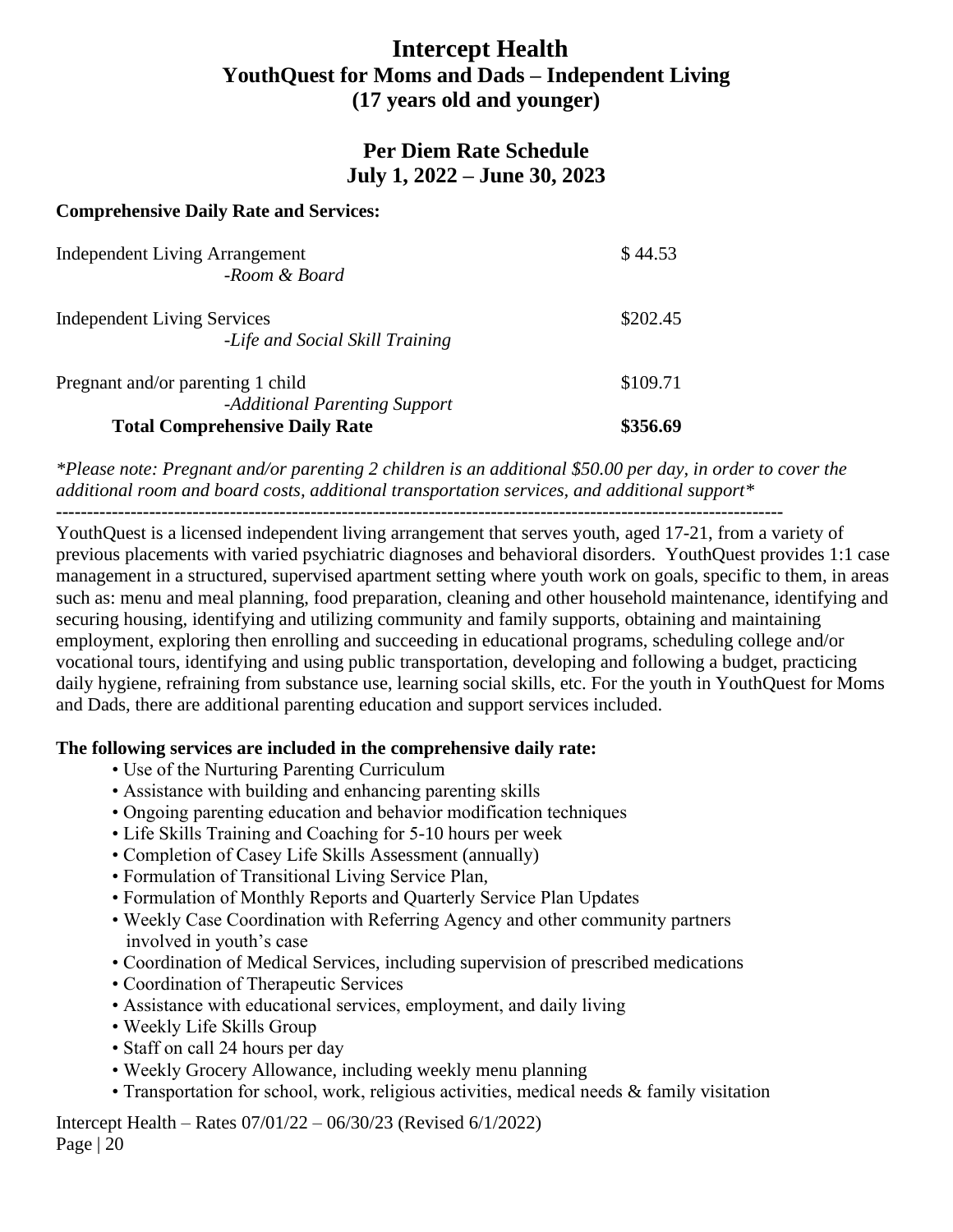# Intercept Health

## YouthQuest for Moms and Dads – Independent Living
## (17 years old and younger)

## Per Diem Rate Schedule
## July 1, 2022 – June 30, 2023

**Comprehensive Daily Rate and Services:**

| Service | Rate |
|---|---|
| Independent Living Arrangement<br>*-Room & Board* | $ 44.53 |
| Independent Living Services<br>*-Life and Social Skill Training* | $202.45 |
| Pregnant and/or parenting 1 child<br>*-Additional Parenting Support* | $109.71 |
| **Total Comprehensive Daily Rate** | **$356.69** |

*\*Please note: Pregnant and/or parenting 2 children is an additional $50.00 per day, in order to cover the additional room and board costs, additional transportation services, and additional support\**

---

YouthQuest is a licensed independent living arrangement that serves youth, aged 17-21, from a variety of previous placements with varied psychiatric diagnoses and behavioral disorders. YouthQuest provides 1:1 case management in a structured, supervised apartment setting where youth work on goals, specific to them, in areas such as: menu and meal planning, food preparation, cleaning and other household maintenance, identifying and securing housing, identifying and utilizing community and family supports, obtaining and maintaining employment, exploring then enrolling and succeeding in educational programs, scheduling college and/or vocational tours, identifying and using public transportation, developing and following a budget, practicing daily hygiene, refraining from substance use, learning social skills, etc. For the youth in YouthQuest for Moms and Dads, there are additional parenting education and support services included.

**The following services are included in the comprehensive daily rate:**

- Use of the Nurturing Parenting Curriculum
- Assistance with building and enhancing parenting skills
- Ongoing parenting education and behavior modification techniques
- Life Skills Training and Coaching for 5-10 hours per week
- Completion of Casey Life Skills Assessment (annually)
- Formulation of Transitional Living Service Plan,
- Formulation of Monthly Reports and Quarterly Service Plan Updates
- Weekly Case Coordination with Referring Agency and other community partners involved in youth's case
- Coordination of Medical Services, including supervision of prescribed medications
- Coordination of Therapeutic Services
- Assistance with educational services, employment, and daily living
- Weekly Life Skills Group
- Staff on call 24 hours per day
- Weekly Grocery Allowance, including weekly menu planning
- Transportation for school, work, religious activities, medical needs & family visitation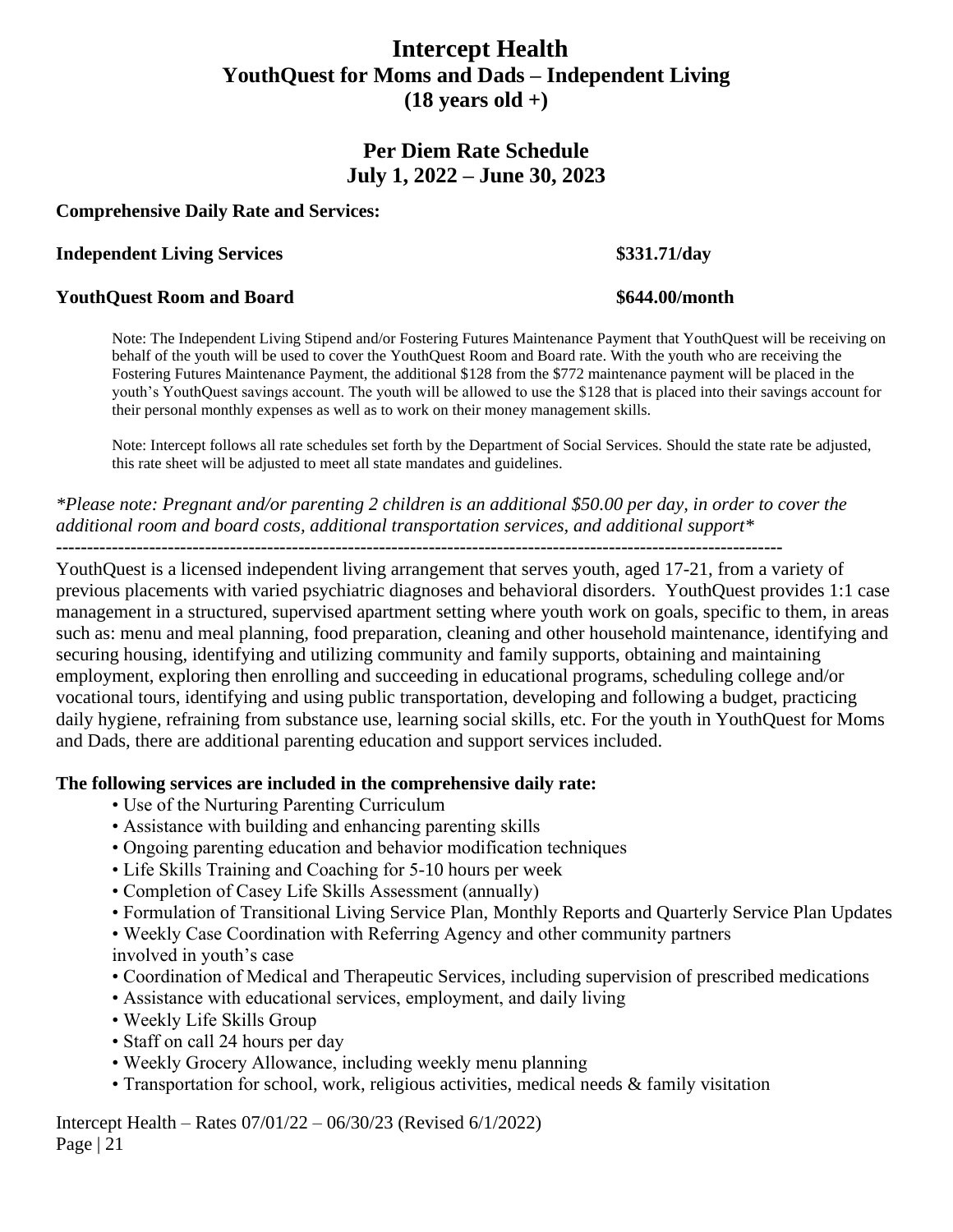# Intercept Health
## YouthQuest for Moms and Dads – Independent Living
## (18 years old +)

## Per Diem Rate Schedule
## July 1, 2022 – June 30, 2023

**Comprehensive Daily Rate and Services:**

**Independent Living Services** **$331.71/day**

**YouthQuest Room and Board** **$644.00/month**

Note: The Independent Living Stipend and/or Fostering Futures Maintenance Payment that YouthQuest will be receiving on behalf of the youth will be used to cover the YouthQuest Room and Board rate. With the youth who are receiving the Fostering Futures Maintenance Payment, the additional $128 from the $772 maintenance payment will be placed in the youth's YouthQuest savings account. The youth will be allowed to use the $128 that is placed into their savings account for their personal monthly expenses as well as to work on their money management skills.

Note: Intercept follows all rate schedules set forth by the Department of Social Services. Should the state rate be adjusted, this rate sheet will be adjusted to meet all state mandates and guidelines.

*\*Please note: Pregnant and/or parenting 2 children is an additional $50.00 per day, in order to cover the additional room and board costs, additional transportation services, and additional support\**

---

YouthQuest is a licensed independent living arrangement that serves youth, aged 17-21, from a variety of previous placements with varied psychiatric diagnoses and behavioral disorders. YouthQuest provides 1:1 case management in a structured, supervised apartment setting where youth work on goals, specific to them, in areas such as: menu and meal planning, food preparation, cleaning and other household maintenance, identifying and securing housing, identifying and utilizing community and family supports, obtaining and maintaining employment, exploring then enrolling and succeeding in educational programs, scheduling college and/or vocational tours, identifying and using public transportation, developing and following a budget, practicing daily hygiene, refraining from substance use, learning social skills, etc. For the youth in YouthQuest for Moms and Dads, there are additional parenting education and support services included.

**The following services are included in the comprehensive daily rate:**

- Use of the Nurturing Parenting Curriculum
- Assistance with building and enhancing parenting skills
- Ongoing parenting education and behavior modification techniques
- Life Skills Training and Coaching for 5-10 hours per week
- Completion of Casey Life Skills Assessment (annually)
- Formulation of Transitional Living Service Plan, Monthly Reports and Quarterly Service Plan Updates
- Weekly Case Coordination with Referring Agency and other community partners involved in youth's case
- Coordination of Medical and Therapeutic Services, including supervision of prescribed medications
- Assistance with educational services, employment, and daily living
- Weekly Life Skills Group
- Staff on call 24 hours per day
- Weekly Grocery Allowance, including weekly menu planning
- Transportation for school, work, religious activities, medical needs & family visitation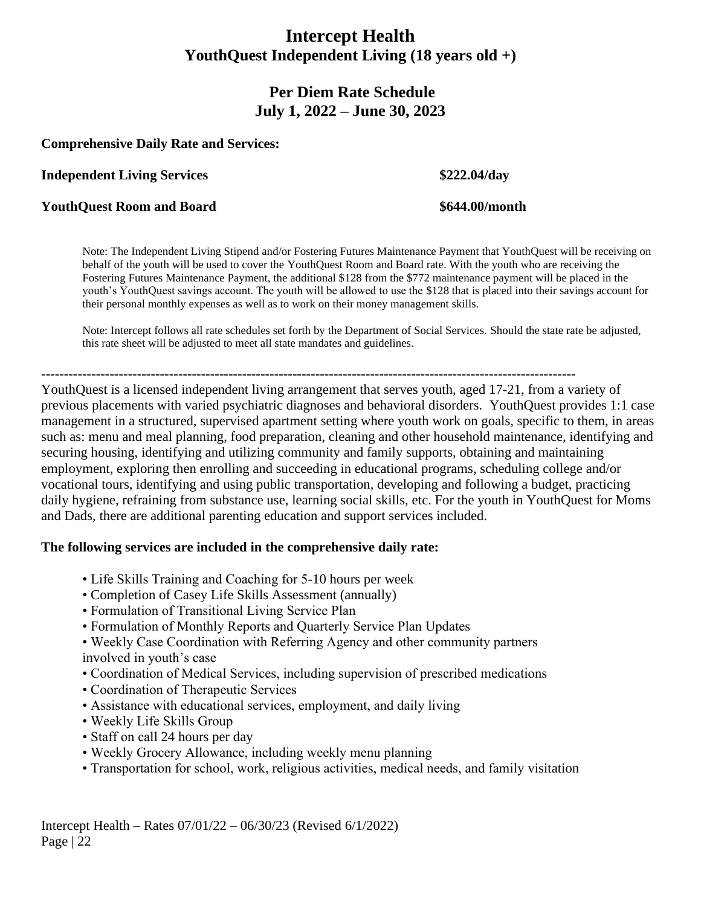# Intercept Health

## YouthQuest Independent Living (18 years old +)

## Per Diem Rate Schedule
## July 1, 2022 – June 30, 2023

**Comprehensive Daily Rate and Services:**

| | |
|---|---|
| **Independent Living Services** | **$222.04/day** |
| **YouthQuest Room and Board** | **$644.00/month** |

Note: The Independent Living Stipend and/or Fostering Futures Maintenance Payment that YouthQuest will be receiving on behalf of the youth will be used to cover the YouthQuest Room and Board rate. With the youth who are receiving the Fostering Futures Maintenance Payment, the additional $128 from the $772 maintenance payment will be placed in the youth's YouthQuest savings account. The youth will be allowed to use the $128 that is placed into their savings account for their personal monthly expenses as well as to work on their money management skills.

Note: Intercept follows all rate schedules set forth by the Department of Social Services. Should the state rate be adjusted, this rate sheet will be adjusted to meet all state mandates and guidelines.

---

YouthQuest is a licensed independent living arrangement that serves youth, aged 17-21, from a variety of previous placements with varied psychiatric diagnoses and behavioral disorders. YouthQuest provides 1:1 case management in a structured, supervised apartment setting where youth work on goals, specific to them, in areas such as: menu and meal planning, food preparation, cleaning and other household maintenance, identifying and securing housing, identifying and utilizing community and family supports, obtaining and maintaining employment, exploring then enrolling and succeeding in educational programs, scheduling college and/or vocational tours, identifying and using public transportation, developing and following a budget, practicing daily hygiene, refraining from substance use, learning social skills, etc. For the youth in YouthQuest for Moms and Dads, there are additional parenting education and support services included.

**The following services are included in the comprehensive daily rate:**

- Life Skills Training and Coaching for 5-10 hours per week
- Completion of Casey Life Skills Assessment (annually)
- Formulation of Transitional Living Service Plan
- Formulation of Monthly Reports and Quarterly Service Plan Updates
- Weekly Case Coordination with Referring Agency and other community partners involved in youth's case
- Coordination of Medical Services, including supervision of prescribed medications
- Coordination of Therapeutic Services
- Assistance with educational services, employment, and daily living
- Weekly Life Skills Group
- Staff on call 24 hours per day
- Weekly Grocery Allowance, including weekly menu planning
- Transportation for school, work, religious activities, medical needs, and family visitation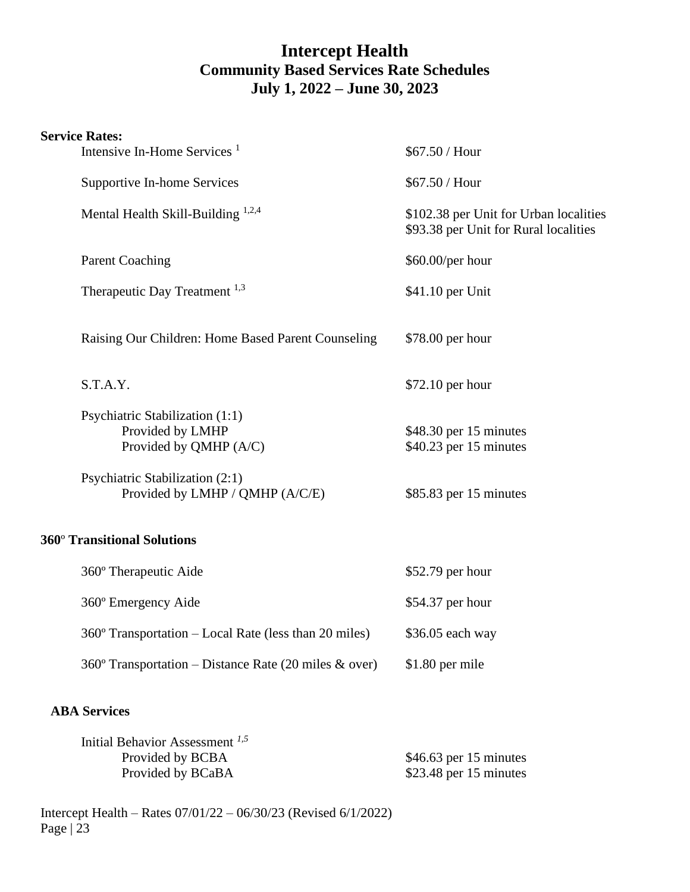# Intercept Health
## Community Based Services Rate Schedules
## July 1, 2022 – June 30, 2023

**Service Rates:**

| Service | Rate |
|---|---|
| Intensive In-Home Services [1] | $67.50 / Hour |
| Supportive In-home Services | $67.50 / Hour |
| Mental Health Skill-Building [1,2,4] | $102.38 per Unit for Urban localities<br>$93.38 per Unit for Rural localities |
| Parent Coaching | $60.00/per hour |
| Therapeutic Day Treatment [1,3] | $41.10 per Unit |
| Raising Our Children: Home Based Parent Counseling | $78.00 per hour |
| S.T.A.Y. | $72.10 per hour |
| Psychiatric Stabilization (1:1) | |
| Provided by LMHP | $48.30 per 15 minutes |
| Provided by QMHP (A/C) | $40.23 per 15 minutes |
| Psychiatric Stabilization (2:1) | |
| Provided by LMHP / QMHP (A/C/E) | $85.83 per 15 minutes |

**360º Transitional Solutions**

| Service | Rate |
|---|---|
| 360º Therapeutic Aide | $52.79 per hour |
| 360º Emergency Aide | $54.37 per hour |
| 360º Transportation – Local Rate (less than 20 miles) | $36.05 each way |
| 360º Transportation – Distance Rate (20 miles & over) | $1.80 per mile |

**ABA Services**

| Service | Rate |
|---|---|
| Initial Behavior Assessment [1,5] | |
| Provided by BCBA | $46.63 per 15 minutes |
| Provided by BCaBA | $23.48 per 15 minutes |

Intercept Health – Rates 07/01/22 – 06/30/23 (Revised 6/1/2022)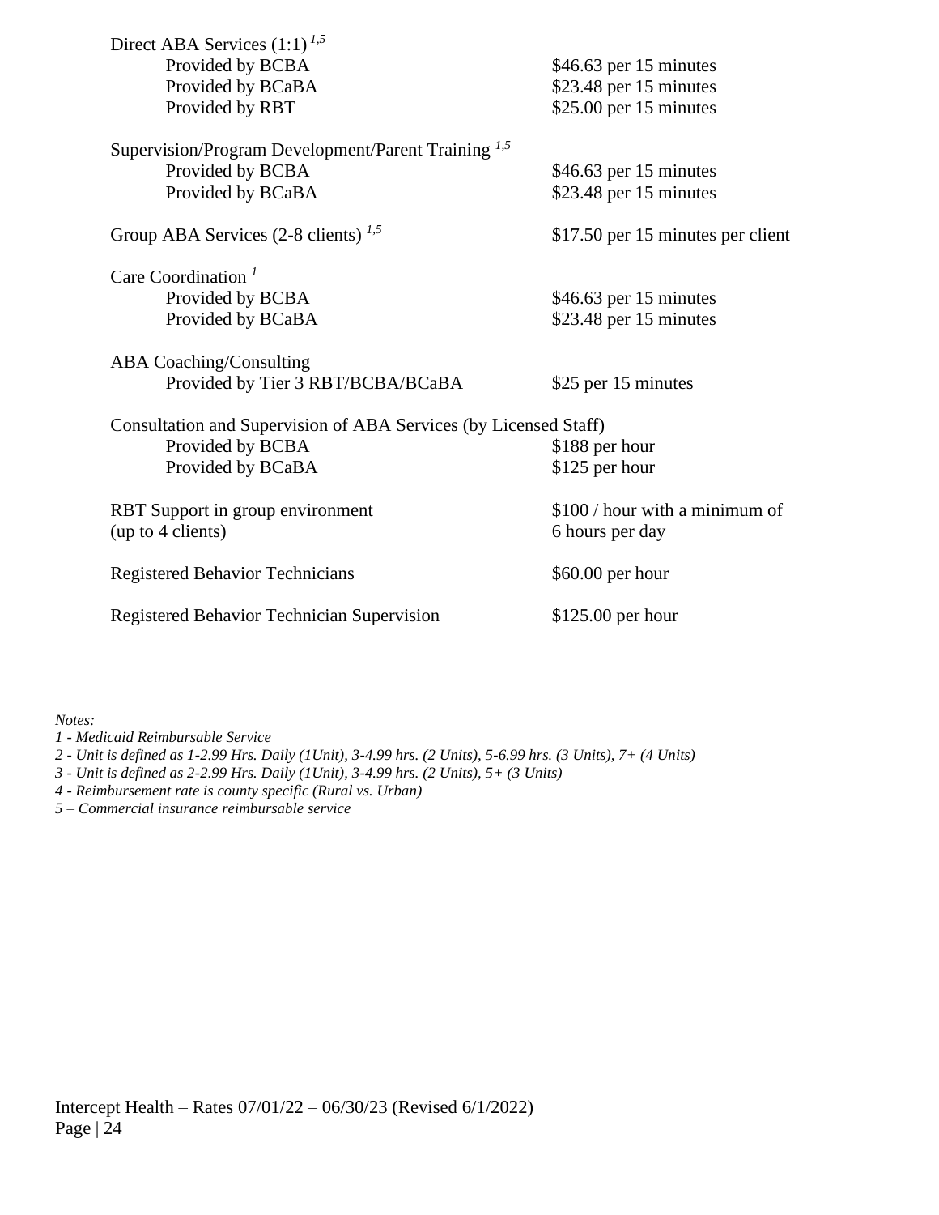| Service | Rate |
|---|---|
| Direct ABA Services (1:1) [1,5] | |
| Provided by BCBA | $46.63 per 15 minutes |
| Provided by BCaBA | $23.48 per 15 minutes |
| Provided by RBT | $25.00 per 15 minutes |
| Supervision/Program Development/Parent Training [1,5] | |
| Provided by BCBA | $46.63 per 15 minutes |
| Provided by BCaBA | $23.48 per 15 minutes |
| Group ABA Services (2-8 clients) [1,5] | $17.50 per 15 minutes per client |
| Care Coordination [1] | |
| Provided by BCBA | $46.63 per 15 minutes |
| Provided by BCaBA | $23.48 per 15 minutes |
| ABA Coaching/Consulting | |
| Provided by Tier 3 RBT/BCBA/BCaBA | $25 per 15 minutes |
| Consultation and Supervision of ABA Services (by Licensed Staff) | |
| Provided by BCBA | $188 per hour |
| Provided by BCaBA | $125 per hour |
| RBT Support in group environment (up to 4 clients) | $100 / hour with a minimum of 6 hours per day |
| Registered Behavior Technicians | $60.00 per hour |
| Registered Behavior Technician Supervision | $125.00 per hour |

*Notes:*

*1 - Medicaid Reimbursable Service*

*2 - Unit is defined as 1-2.99 Hrs. Daily (1Unit), 3-4.99 hrs. (2 Units), 5-6.99 hrs. (3 Units), 7+ (4 Units)*

*3 - Unit is defined as 2-2.99 Hrs. Daily (1Unit), 3-4.99 hrs. (2 Units), 5+ (3 Units)*

*4 - Reimbursement rate is county specific (Rural vs. Urban)*

*5 – Commercial insurance reimbursable service*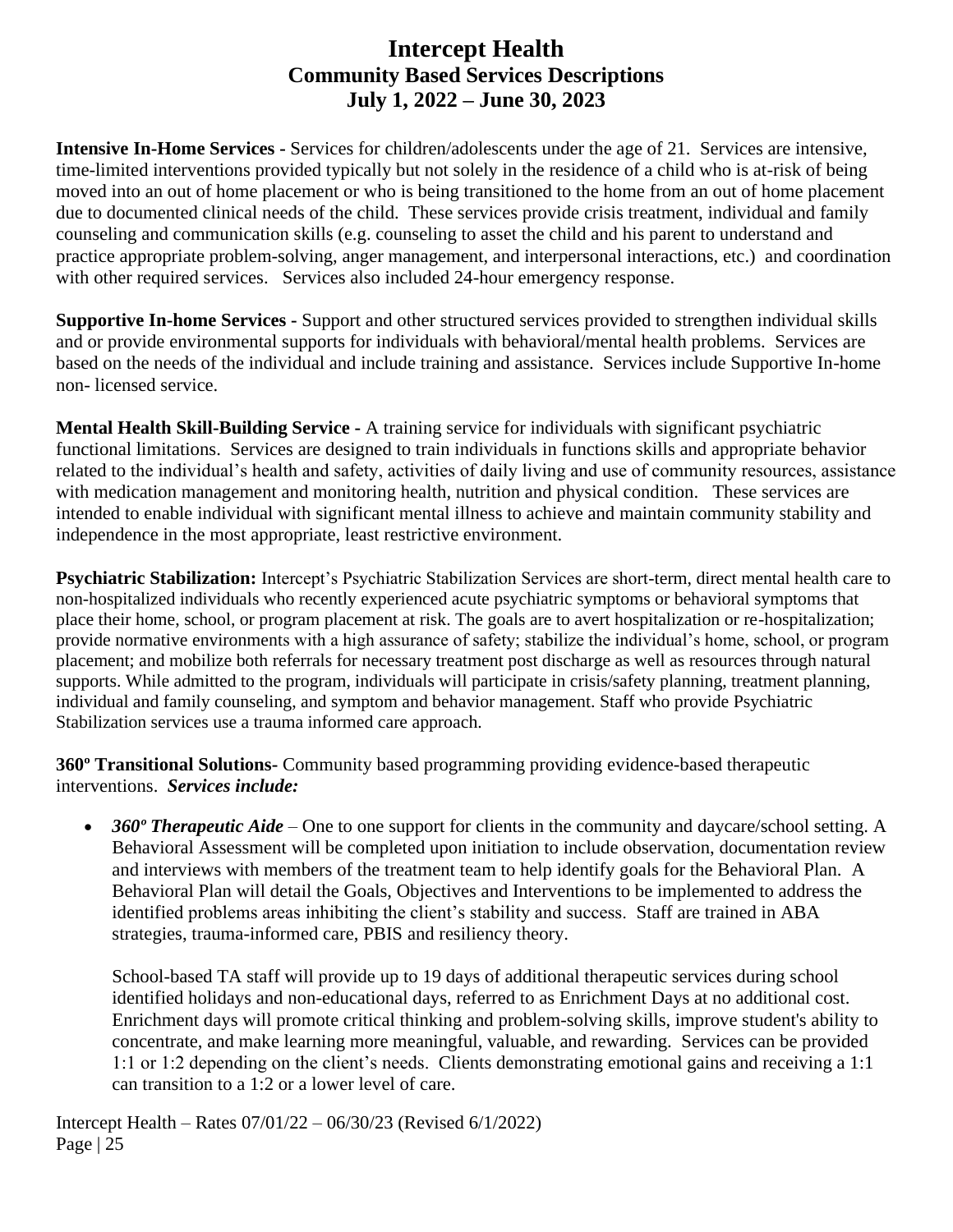# Intercept Health
## Community Based Services Descriptions
## July 1, 2022 – June 30, 2023

**Intensive In-Home Services -** Services for children/adolescents under the age of 21. Services are intensive, time-limited interventions provided typically but not solely in the residence of a child who is at-risk of being moved into an out of home placement or who is being transitioned to the home from an out of home placement due to documented clinical needs of the child. These services provide crisis treatment, individual and family counseling and communication skills (e.g. counseling to asset the child and his parent to understand and practice appropriate problem-solving, anger management, and interpersonal interactions, etc.) and coordination with other required services. Services also included 24-hour emergency response.

**Supportive In-home Services -** Support and other structured services provided to strengthen individual skills and or provide environmental supports for individuals with behavioral/mental health problems. Services are based on the needs of the individual and include training and assistance. Services include Supportive In-home non- licensed service.

**Mental Health Skill-Building Service -** A training service for individuals with significant psychiatric functional limitations. Services are designed to train individuals in functions skills and appropriate behavior related to the individual's health and safety, activities of daily living and use of community resources, assistance with medication management and monitoring health, nutrition and physical condition. These services are intended to enable individual with significant mental illness to achieve and maintain community stability and independence in the most appropriate, least restrictive environment.

**Psychiatric Stabilization:** Intercept's Psychiatric Stabilization Services are short-term, direct mental health care to non-hospitalized individuals who recently experienced acute psychiatric symptoms or behavioral symptoms that place their home, school, or program placement at risk. The goals are to avert hospitalization or re-hospitalization; provide normative environments with a high assurance of safety; stabilize the individual's home, school, or program placement; and mobilize both referrals for necessary treatment post discharge as well as resources through natural supports. While admitted to the program, individuals will participate in crisis/safety planning, treatment planning, individual and family counseling, and symptom and behavior management. Staff who provide Psychiatric Stabilization services use a trauma informed care approach.

**360º Transitional Solutions-** Community based programming providing evidence-based therapeutic interventions. ***Services include:***

- ***360º Therapeutic Aide*** – One to one support for clients in the community and daycare/school setting. A Behavioral Assessment will be completed upon initiation to include observation, documentation review and interviews with members of the treatment team to help identify goals for the Behavioral Plan. A Behavioral Plan will detail the Goals, Objectives and Interventions to be implemented to address the identified problems areas inhibiting the client's stability and success. Staff are trained in ABA strategies, trauma-informed care, PBIS and resiliency theory.

  School-based TA staff will provide up to 19 days of additional therapeutic services during school identified holidays and non-educational days, referred to as Enrichment Days at no additional cost. Enrichment days will promote critical thinking and problem-solving skills, improve student's ability to concentrate, and make learning more meaningful, valuable, and rewarding. Services can be provided 1:1 or 1:2 depending on the client's needs. Clients demonstrating emotional gains and receiving a 1:1 can transition to a 1:2 or a lower level of care.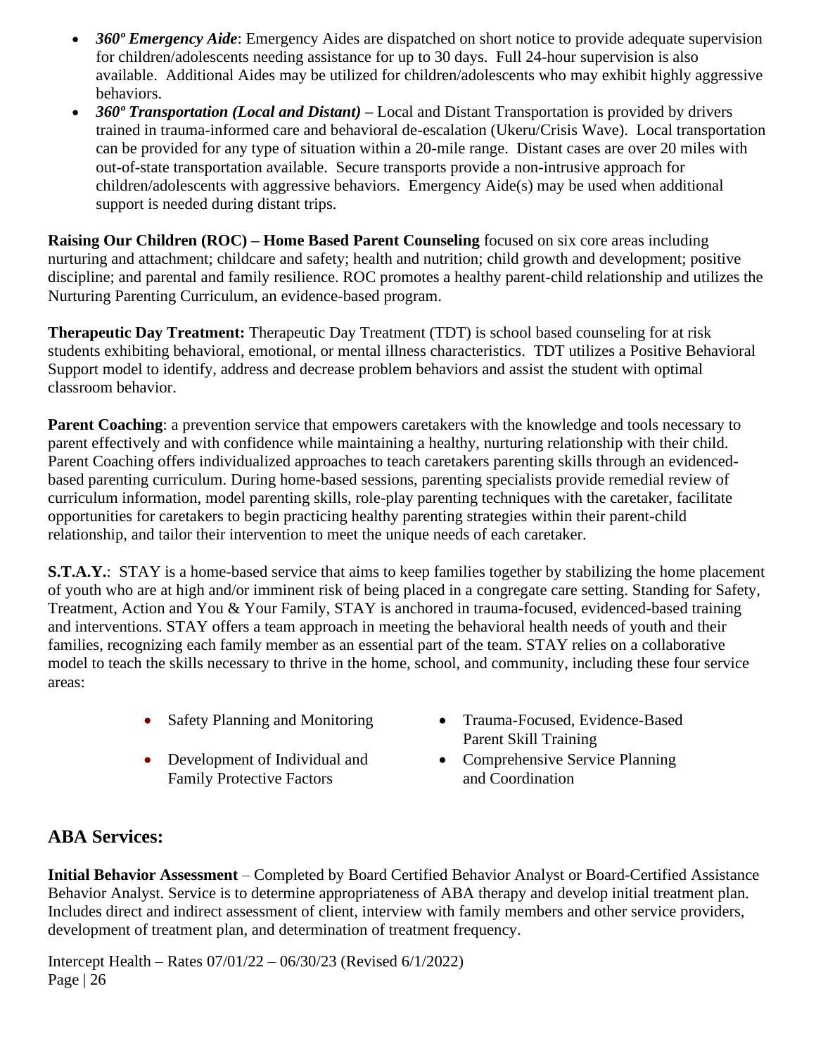- ***360º Emergency Aide***: Emergency Aides are dispatched on short notice to provide adequate supervision for children/adolescents needing assistance for up to 30 days. Full 24-hour supervision is also available. Additional Aides may be utilized for children/adolescents who may exhibit highly aggressive behaviors.
- ***360º Transportation (Local and Distant)*** – Local and Distant Transportation is provided by drivers trained in trauma-informed care and behavioral de-escalation (Ukeru/Crisis Wave). Local transportation can be provided for any type of situation within a 20-mile range. Distant cases are over 20 miles with out-of-state transportation available. Secure transports provide a non-intrusive approach for children/adolescents with aggressive behaviors. Emergency Aide(s) may be used when additional support is needed during distant trips.

**Raising Our Children (ROC) – Home Based Parent Counseling** focused on six core areas including nurturing and attachment; childcare and safety; health and nutrition; child growth and development; positive discipline; and parental and family resilience. ROC promotes a healthy parent-child relationship and utilizes the Nurturing Parenting Curriculum, an evidence-based program.

**Therapeutic Day Treatment:** Therapeutic Day Treatment (TDT) is school based counseling for at risk students exhibiting behavioral, emotional, or mental illness characteristics. TDT utilizes a Positive Behavioral Support model to identify, address and decrease problem behaviors and assist the student with optimal classroom behavior.

**Parent Coaching**: a prevention service that empowers caretakers with the knowledge and tools necessary to parent effectively and with confidence while maintaining a healthy, nurturing relationship with their child. Parent Coaching offers individualized approaches to teach caretakers parenting skills through an evidenced-based parenting curriculum. During home-based sessions, parenting specialists provide remedial review of curriculum information, model parenting skills, role-play parenting techniques with the caretaker, facilitate opportunities for caretakers to begin practicing healthy parenting strategies within their parent-child relationship, and tailor their intervention to meet the unique needs of each caretaker.

**S.T.A.Y.**: STAY is a home-based service that aims to keep families together by stabilizing the home placement of youth who are at high and/or imminent risk of being placed in a congregate care setting. Standing for Safety, Treatment, Action and You & Your Family, STAY is anchored in trauma-focused, evidenced-based training and interventions. STAY offers a team approach in meeting the behavioral health needs of youth and their families, recognizing each family member as an essential part of the team. STAY relies on a collaborative model to teach the skills necessary to thrive in the home, school, and community, including these four service areas:

- Safety Planning and Monitoring
- Development of Individual and Family Protective Factors
- Trauma-Focused, Evidence-Based Parent Skill Training
- Comprehensive Service Planning and Coordination

## ABA Services:

**Initial Behavior Assessment** – Completed by Board Certified Behavior Analyst or Board-Certified Assistance Behavior Analyst. Service is to determine appropriateness of ABA therapy and develop initial treatment plan. Includes direct and indirect assessment of client, interview with family members and other service providers, development of treatment plan, and determination of treatment frequency.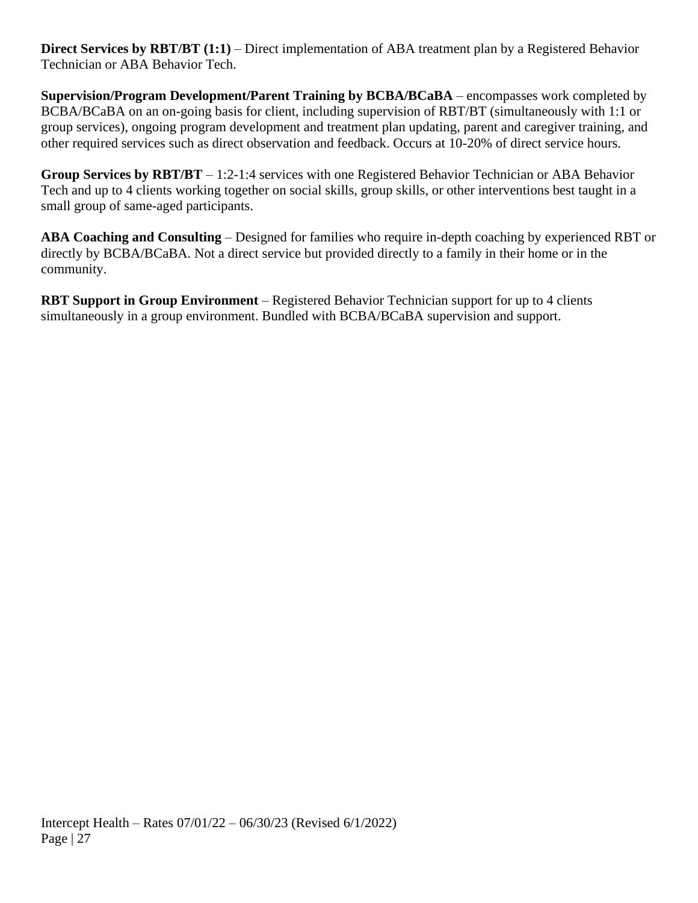**Direct Services by RBT/BT (1:1)** – Direct implementation of ABA treatment plan by a Registered Behavior Technician or ABA Behavior Tech.

**Supervision/Program Development/Parent Training by BCBA/BCaBA** – encompasses work completed by BCBA/BCaBA on an on-going basis for client, including supervision of RBT/BT (simultaneously with 1:1 or group services), ongoing program development and treatment plan updating, parent and caregiver training, and other required services such as direct observation and feedback. Occurs at 10-20% of direct service hours.

**Group Services by RBT/BT** – 1:2-1:4 services with one Registered Behavior Technician or ABA Behavior Tech and up to 4 clients working together on social skills, group skills, or other interventions best taught in a small group of same-aged participants.

**ABA Coaching and Consulting** – Designed for families who require in-depth coaching by experienced RBT or directly by BCBA/BCaBA. Not a direct service but provided directly to a family in their home or in the community.

**RBT Support in Group Environment** – Registered Behavior Technician support for up to 4 clients simultaneously in a group environment. Bundled with BCBA/BCaBA supervision and support.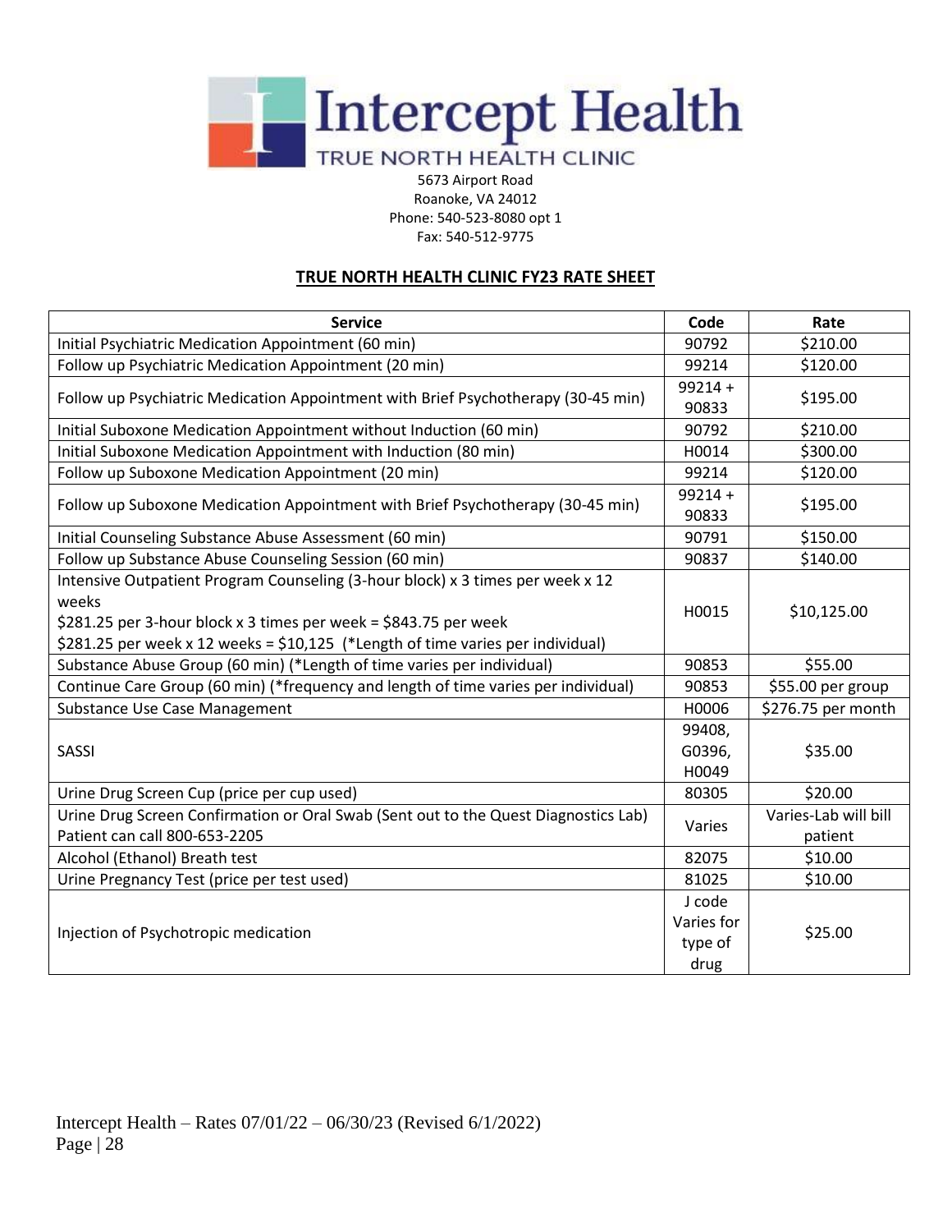Intercept Health
TRUE NORTH HEALTH CLINIC

5673 Airport Road
Roanoke, VA 24012
Phone: 540-523-8080 opt 1
Fax: 540-512-9775

## TRUE NORTH HEALTH CLINIC FY23 RATE SHEET

| Service | Code | Rate |
|---|---|---|
| Initial Psychiatric Medication Appointment (60 min) | 90792 | $210.00 |
| Follow up Psychiatric Medication Appointment (20 min) | 99214 | $120.00 |
| Follow up Psychiatric Medication Appointment with Brief Psychotherapy (30-45 min) | 99214 + 90833 | $195.00 |
| Initial Suboxone Medication Appointment without Induction (60 min) | 90792 | $210.00 |
| Initial Suboxone Medication Appointment with Induction (80 min) | H0014 | $300.00 |
| Follow up Suboxone Medication Appointment (20 min) | 99214 | $120.00 |
| Follow up Suboxone Medication Appointment with Brief Psychotherapy (30-45 min) | 99214 + 90833 | $195.00 |
| Initial Counseling Substance Abuse Assessment (60 min) | 90791 | $150.00 |
| Follow up Substance Abuse Counseling Session (60 min) | 90837 | $140.00 |
| Intensive Outpatient Program Counseling (3-hour block) x 3 times per week x 12 weeks<br>$281.25 per 3-hour block x 3 times per week = $843.75 per week<br>$281.25 per week x 12 weeks = $10,125 (*Length of time varies per individual) | H0015 | $10,125.00 |
| Substance Abuse Group (60 min) (*Length of time varies per individual) | 90853 | $55.00 |
| Continue Care Group (60 min) (*frequency and length of time varies per individual) | 90853 | $55.00 per group |
| Substance Use Case Management | H0006 | $276.75 per month |
| SASSI | 99408, G0396, H0049 | $35.00 |
| Urine Drug Screen Cup (price per cup used) | 80305 | $20.00 |
| Urine Drug Screen Confirmation or Oral Swab (Sent out to the Quest Diagnostics Lab) Patient can call 800-653-2205 | Varies | Varies-Lab will bill patient |
| Alcohol (Ethanol) Breath test | 82075 | $10.00 |
| Urine Pregnancy Test (price per test used) | 81025 | $10.00 |
| Injection of Psychotropic medication | J code Varies for type of drug | $25.00 |

Intercept Health – Rates 07/01/22 – 06/30/23 (Revised 6/1/2022)